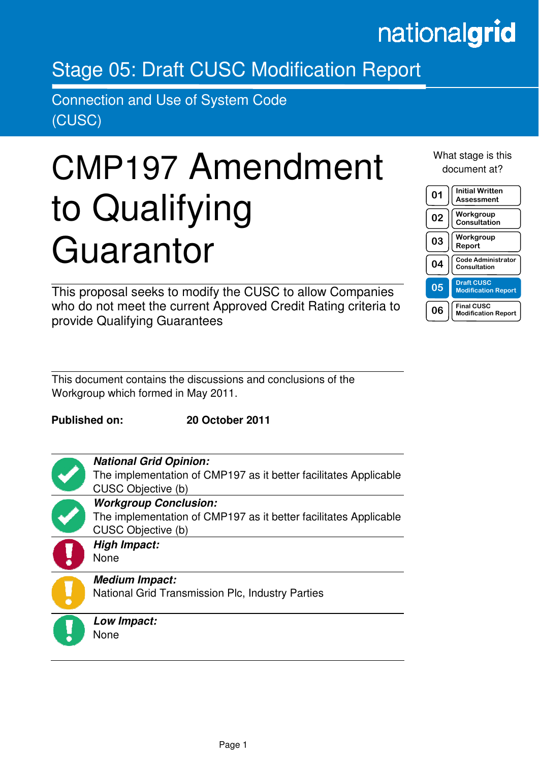nationalgrid

# Stage 05: Draft CUSC Modification Report

## Connection and Use of System Code (CUSC)

# CMP197 Amendment to Qualifying Guarantor

This proposal seeks to modify the CUSC to allow Companies who do not meet the current Approved Credit Rating criteria to provide Qualifying Guarantees

What stage is this document at?

| | |
|---|---|
| 01 | Initial Written Assessment |
| 02 | Workgroup Consultation |
| 03 | Workgroup Report |
| 04 | Code Administrator Consultation |
| **05** | **Draft CUSC Modification Report** |
| 06 | Final CUSC Modification Report |

This document contains the discussions and conclusions of the Workgroup which formed in May 2011.

**Published on:** **20 October 2011**

***National Grid Opinion:***
The implementation of CMP197 as it better facilitates Applicable CUSC Objective (b)

***Workgroup Conclusion:***
The implementation of CMP197 as it better facilitates Applicable CUSC Objective (b)

***High Impact:***
None

***Medium Impact:***
National Grid Transmission Plc, Industry Parties

***Low Impact:***
None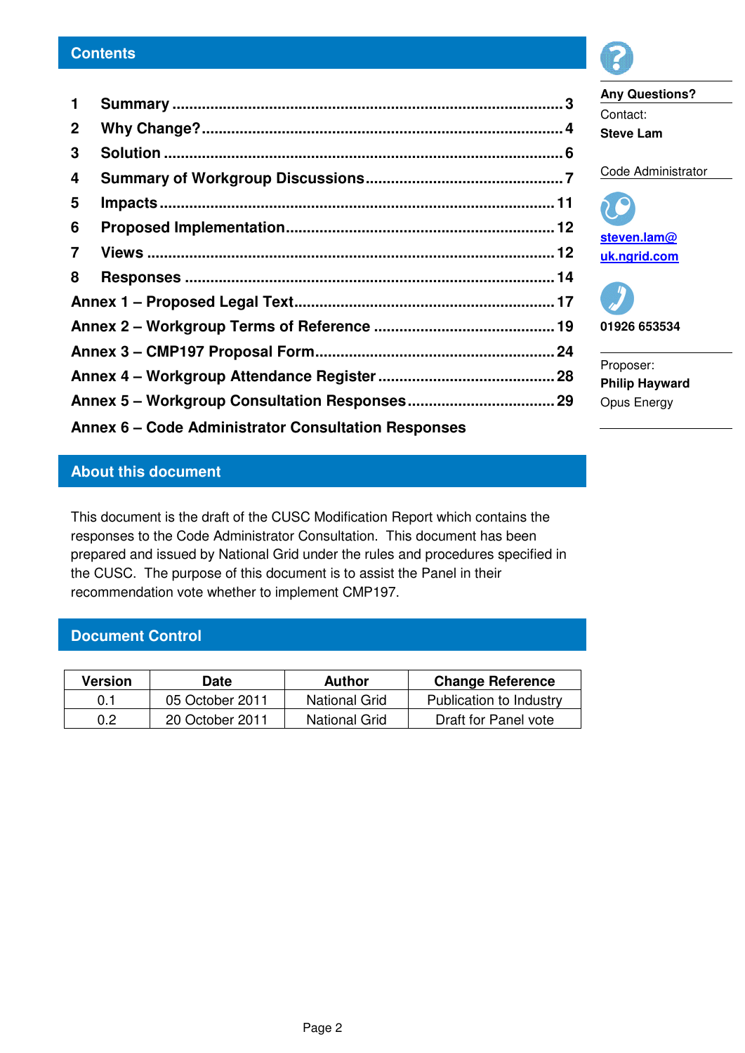## Contents

1 **Summary** .......... 3
2 **Why Change?** .......... 4
3 **Solution** .......... 6
4 **Summary of Workgroup Discussions** .......... 7
5 **Impacts** .......... 11
6 **Proposed Implementation** .......... 12
7 **Views** .......... 12
8 **Responses** .......... 14

**Annex 1 – Proposed Legal Text** .......... 17
**Annex 2 – Workgroup Terms of Reference** .......... 19
**Annex 3 – CMP197 Proposal Form** .......... 24
**Annex 4 – Workgroup Attendance Register** .......... 28
**Annex 5 – Workgroup Consultation Responses** .......... 29
**Annex 6 – Code Administrator Consultation Responses**

**Any Questions?**

Contact:
**Steve Lam**

Code Administrator

**steven.lam@uk.ngrid.com**

**01926 653534**

Proposer:
**Philip Hayward**
Opus Energy

## About this document

This document is the draft of the CUSC Modification Report which contains the responses to the Code Administrator Consultation. This document has been prepared and issued by National Grid under the rules and procedures specified in the CUSC. The purpose of this document is to assist the Panel in their recommendation vote whether to implement CMP197.

## Document Control

| Version | Date | Author | Change Reference |
|---|---|---|---|
| 0.1 | 05 October 2011 | National Grid | Publication to Industry |
| 0.2 | 20 October 2011 | National Grid | Draft for Panel vote |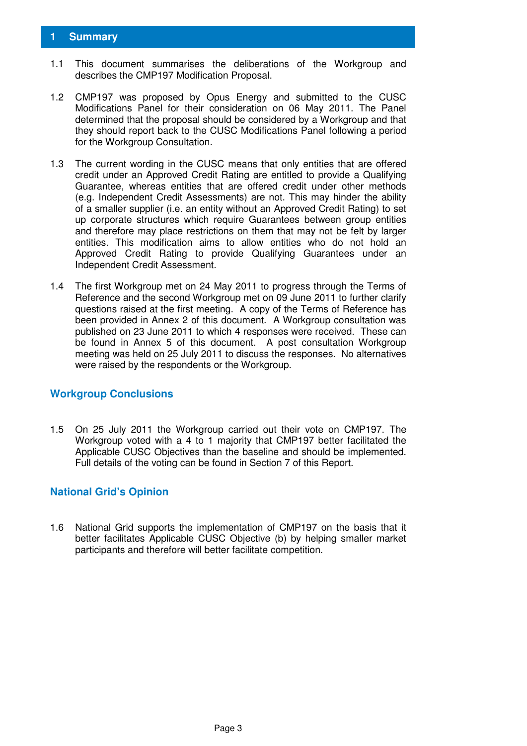# 1 Summary

1.1 This document summarises the deliberations of the Workgroup and describes the CMP197 Modification Proposal.

1.2 CMP197 was proposed by Opus Energy and submitted to the CUSC Modifications Panel for their consideration on 06 May 2011. The Panel determined that the proposal should be considered by a Workgroup and that they should report back to the CUSC Modifications Panel following a period for the Workgroup Consultation.

1.3 The current wording in the CUSC means that only entities that are offered credit under an Approved Credit Rating are entitled to provide a Qualifying Guarantee, whereas entities that are offered credit under other methods (e.g. Independent Credit Assessments) are not. This may hinder the ability of a smaller supplier (i.e. an entity without an Approved Credit Rating) to set up corporate structures which require Guarantees between group entities and therefore may place restrictions on them that may not be felt by larger entities. This modification aims to allow entities who do not hold an Approved Credit Rating to provide Qualifying Guarantees under an Independent Credit Assessment.

1.4 The first Workgroup met on 24 May 2011 to progress through the Terms of Reference and the second Workgroup met on 09 June 2011 to further clarify questions raised at the first meeting. A copy of the Terms of Reference has been provided in Annex 2 of this document. A Workgroup consultation was published on 23 June 2011 to which 4 responses were received. These can be found in Annex 5 of this document. A post consultation Workgroup meeting was held on 25 July 2011 to discuss the responses. No alternatives were raised by the respondents or the Workgroup.

## Workgroup Conclusions

1.5 On 25 July 2011 the Workgroup carried out their vote on CMP197. The Workgroup voted with a 4 to 1 majority that CMP197 better facilitated the Applicable CUSC Objectives than the baseline and should be implemented. Full details of the voting can be found in Section 7 of this Report.

## National Grid's Opinion

1.6 National Grid supports the implementation of CMP197 on the basis that it better facilitates Applicable CUSC Objective (b) by helping smaller market participants and therefore will better facilitate competition.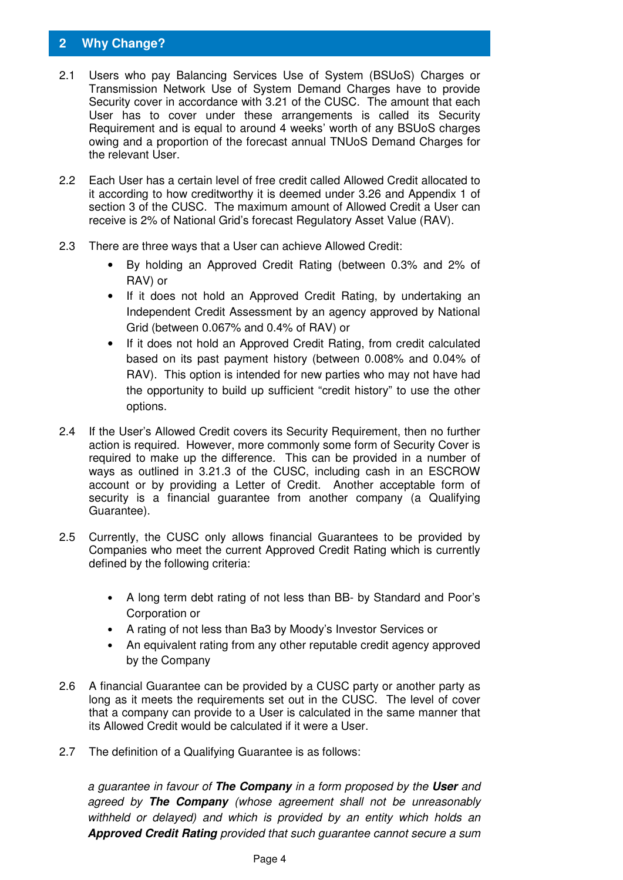## 2 Why Change?

2.1 Users who pay Balancing Services Use of System (BSUoS) Charges or Transmission Network Use of System Demand Charges have to provide Security cover in accordance with 3.21 of the CUSC. The amount that each User has to cover under these arrangements is called its Security Requirement and is equal to around 4 weeks' worth of any BSUoS charges owing and a proportion of the forecast annual TNUoS Demand Charges for the relevant User.

2.2 Each User has a certain level of free credit called Allowed Credit allocated to it according to how creditworthy it is deemed under 3.26 and Appendix 1 of section 3 of the CUSC. The maximum amount of Allowed Credit a User can receive is 2% of National Grid's forecast Regulatory Asset Value (RAV).

2.3 There are three ways that a User can achieve Allowed Credit:

- By holding an Approved Credit Rating (between 0.3% and 2% of RAV) or
- If it does not hold an Approved Credit Rating, by undertaking an Independent Credit Assessment by an agency approved by National Grid (between 0.067% and 0.4% of RAV) or
- If it does not hold an Approved Credit Rating, from credit calculated based on its past payment history (between 0.008% and 0.04% of RAV). This option is intended for new parties who may not have had the opportunity to build up sufficient "credit history" to use the other options.

2.4 If the User's Allowed Credit covers its Security Requirement, then no further action is required. However, more commonly some form of Security Cover is required to make up the difference. This can be provided in a number of ways as outlined in 3.21.3 of the CUSC, including cash in an ESCROW account or by providing a Letter of Credit. Another acceptable form of security is a financial guarantee from another company (a Qualifying Guarantee).

2.5 Currently, the CUSC only allows financial Guarantees to be provided by Companies who meet the current Approved Credit Rating which is currently defined by the following criteria:

- A long term debt rating of not less than BB- by Standard and Poor's Corporation or
- A rating of not less than Ba3 by Moody's Investor Services or
- An equivalent rating from any other reputable credit agency approved by the Company

2.6 A financial Guarantee can be provided by a CUSC party or another party as long as it meets the requirements set out in the CUSC. The level of cover that a company can provide to a User is calculated in the same manner that its Allowed Credit would be calculated if it were a User.

2.7 The definition of a Qualifying Guarantee is as follows:

*a guarantee in favour of **The Company** in a form proposed by the **User** and agreed by **The Company** (whose agreement shall not be unreasonably withheld or delayed) and which is provided by an entity which holds an **Approved Credit Rating** provided that such guarantee cannot secure a sum*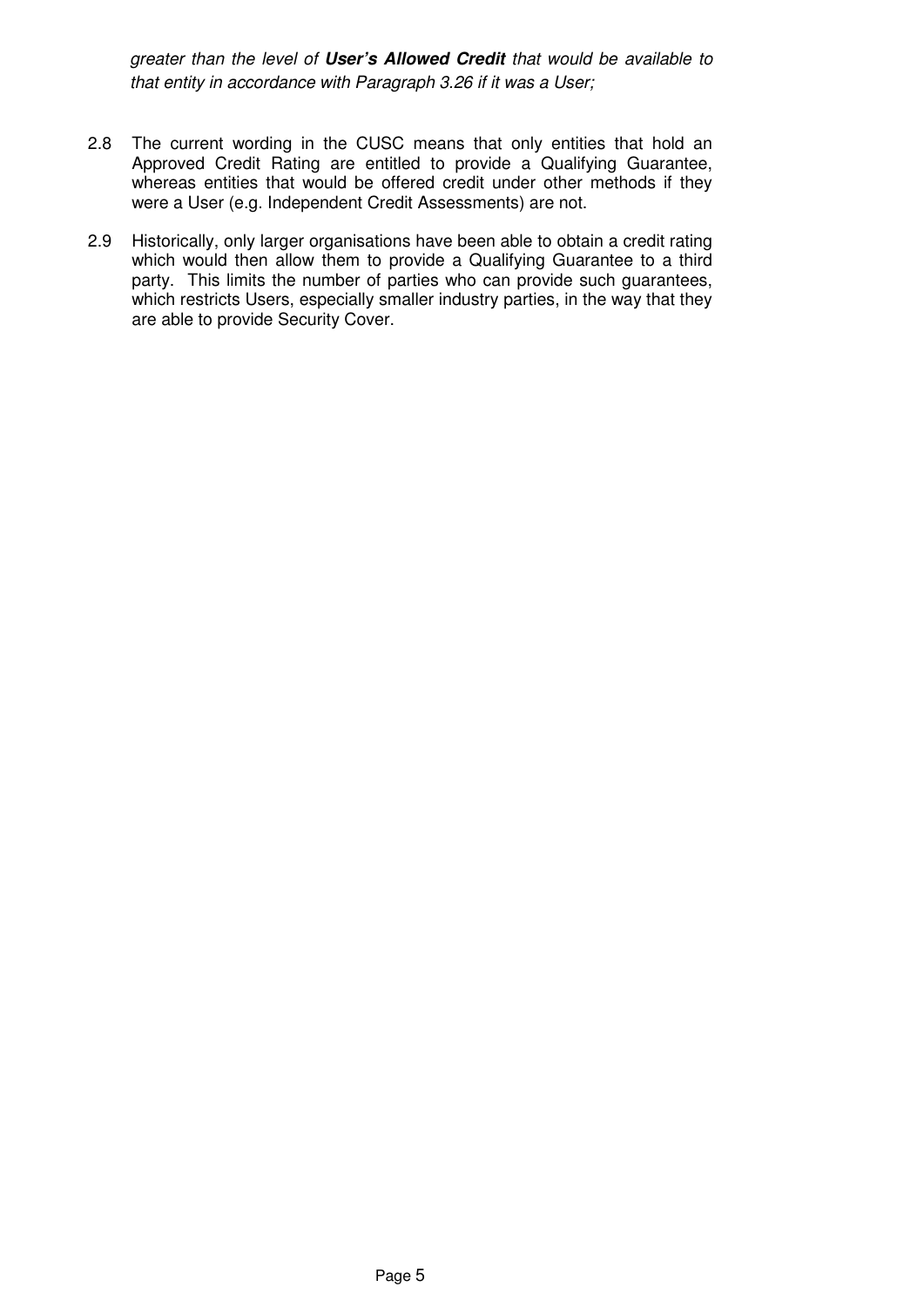*greater than the level of **User's Allowed Credit** that would be available to that entity in accordance with Paragraph 3.26 if it was a User;*

2.8 The current wording in the CUSC means that only entities that hold an Approved Credit Rating are entitled to provide a Qualifying Guarantee, whereas entities that would be offered credit under other methods if they were a User (e.g. Independent Credit Assessments) are not.

2.9 Historically, only larger organisations have been able to obtain a credit rating which would then allow them to provide a Qualifying Guarantee to a third party. This limits the number of parties who can provide such guarantees, which restricts Users, especially smaller industry parties, in the way that they are able to provide Security Cover.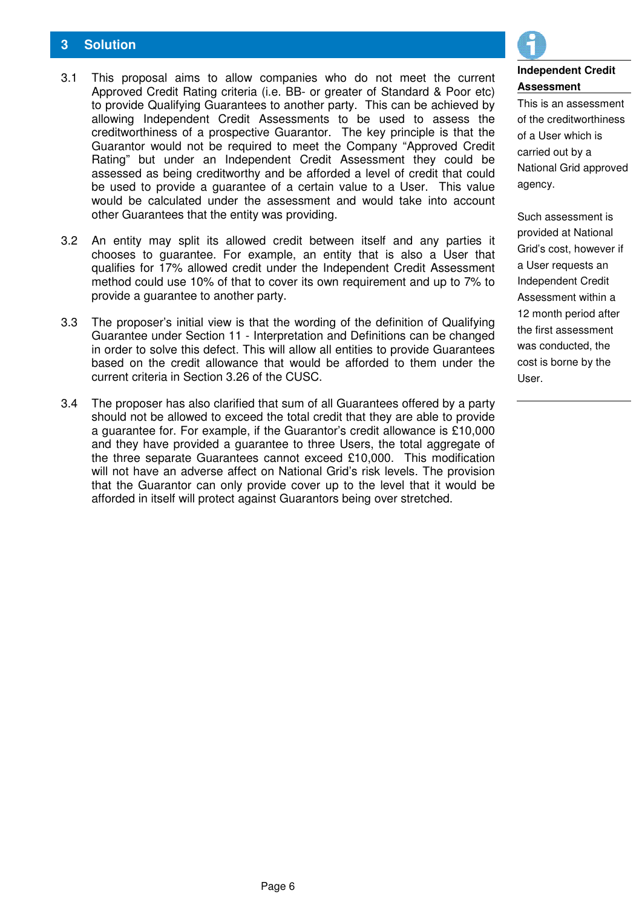## 3 Solution

3.1 This proposal aims to allow companies who do not meet the current Approved Credit Rating criteria (i.e. BB- or greater of Standard & Poor etc) to provide Qualifying Guarantees to another party. This can be achieved by allowing Independent Credit Assessments to be used to assess the creditworthiness of a prospective Guarantor. The key principle is that the Guarantor would not be required to meet the Company "Approved Credit Rating" but under an Independent Credit Assessment they could be assessed as being creditworthy and be afforded a level of credit that could be used to provide a guarantee of a certain value to a User. This value would be calculated under the assessment and would take into account other Guarantees that the entity was providing.

3.2 An entity may split its allowed credit between itself and any parties it chooses to guarantee. For example, an entity that is also a User that qualifies for 17% allowed credit under the Independent Credit Assessment method could use 10% of that to cover its own requirement and up to 7% to provide a guarantee to another party.

3.3 The proposer's initial view is that the wording of the definition of Qualifying Guarantee under Section 11 - Interpretation and Definitions can be changed in order to solve this defect. This will allow all entities to provide Guarantees based on the credit allowance that would be afforded to them under the current criteria in Section 3.26 of the CUSC.

3.4 The proposer has also clarified that sum of all Guarantees offered by a party should not be allowed to exceed the total credit that they are able to provide a guarantee for. For example, if the Guarantor's credit allowance is £10,000 and they have provided a guarantee to three Users, the total aggregate of the three separate Guarantees cannot exceed £10,000. This modification will not have an adverse affect on National Grid's risk levels. The provision that the Guarantor can only provide cover up to the level that it would be afforded in itself will protect against Guarantors being over stretched.

**Independent Credit Assessment**

This is an assessment of the creditworthiness of a User which is carried out by a National Grid approved agency.

Such assessment is provided at National Grid's cost, however if a User requests an Independent Credit Assessment within a 12 month period after the first assessment was conducted, the cost is borne by the User.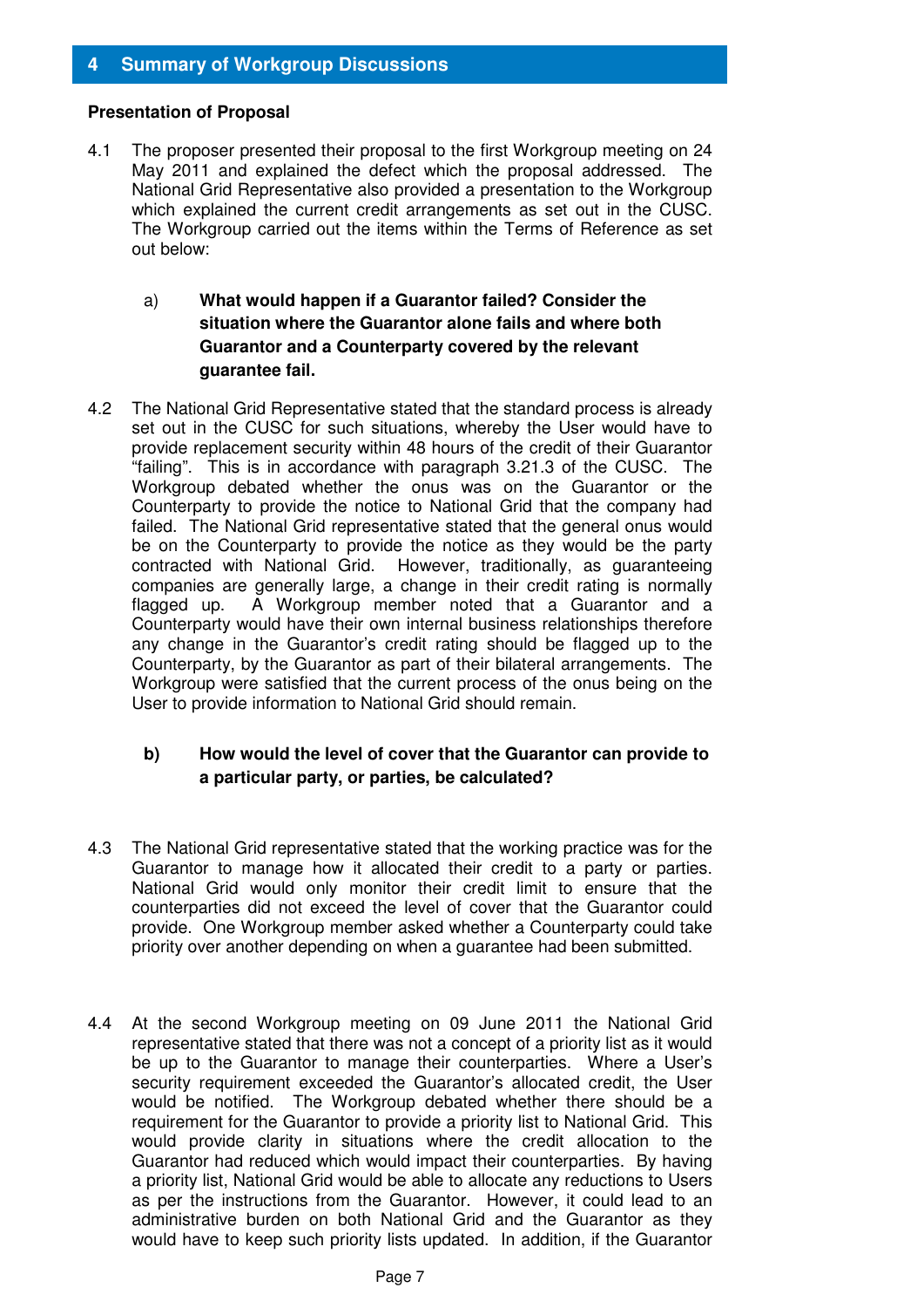## 4 Summary of Workgroup Discussions

**Presentation of Proposal**

4.1 The proposer presented their proposal to the first Workgroup meeting on 24 May 2011 and explained the defect which the proposal addressed. The National Grid Representative also provided a presentation to the Workgroup which explained the current credit arrangements as set out in the CUSC. The Workgroup carried out the items within the Terms of Reference as set out below:

a) **What would happen if a Guarantor failed? Consider the situation where the Guarantor alone fails and where both Guarantor and a Counterparty covered by the relevant guarantee fail.**

4.2 The National Grid Representative stated that the standard process is already set out in the CUSC for such situations, whereby the User would have to provide replacement security within 48 hours of the credit of their Guarantor "failing". This is in accordance with paragraph 3.21.3 of the CUSC. The Workgroup debated whether the onus was on the Guarantor or the Counterparty to provide the notice to National Grid that the company had failed. The National Grid representative stated that the general onus would be on the Counterparty to provide the notice as they would be the party contracted with National Grid. However, traditionally, as guaranteeing companies are generally large, a change in their credit rating is normally flagged up. A Workgroup member noted that a Guarantor and a Counterparty would have their own internal business relationships therefore any change in the Guarantor's credit rating should be flagged up to the Counterparty, by the Guarantor as part of their bilateral arrangements. The Workgroup were satisfied that the current process of the onus being on the User to provide information to National Grid should remain.

**b) How would the level of cover that the Guarantor can provide to a particular party, or parties, be calculated?**

4.3 The National Grid representative stated that the working practice was for the Guarantor to manage how it allocated their credit to a party or parties. National Grid would only monitor their credit limit to ensure that the counterparties did not exceed the level of cover that the Guarantor could provide. One Workgroup member asked whether a Counterparty could take priority over another depending on when a guarantee had been submitted.

4.4 At the second Workgroup meeting on 09 June 2011 the National Grid representative stated that there was not a concept of a priority list as it would be up to the Guarantor to manage their counterparties. Where a User's security requirement exceeded the Guarantor's allocated credit, the User would be notified. The Workgroup debated whether there should be a requirement for the Guarantor to provide a priority list to National Grid. This would provide clarity in situations where the credit allocation to the Guarantor had reduced which would impact their counterparties. By having a priority list, National Grid would be able to allocate any reductions to Users as per the instructions from the Guarantor. However, it could lead to an administrative burden on both National Grid and the Guarantor as they would have to keep such priority lists updated. In addition, if the Guarantor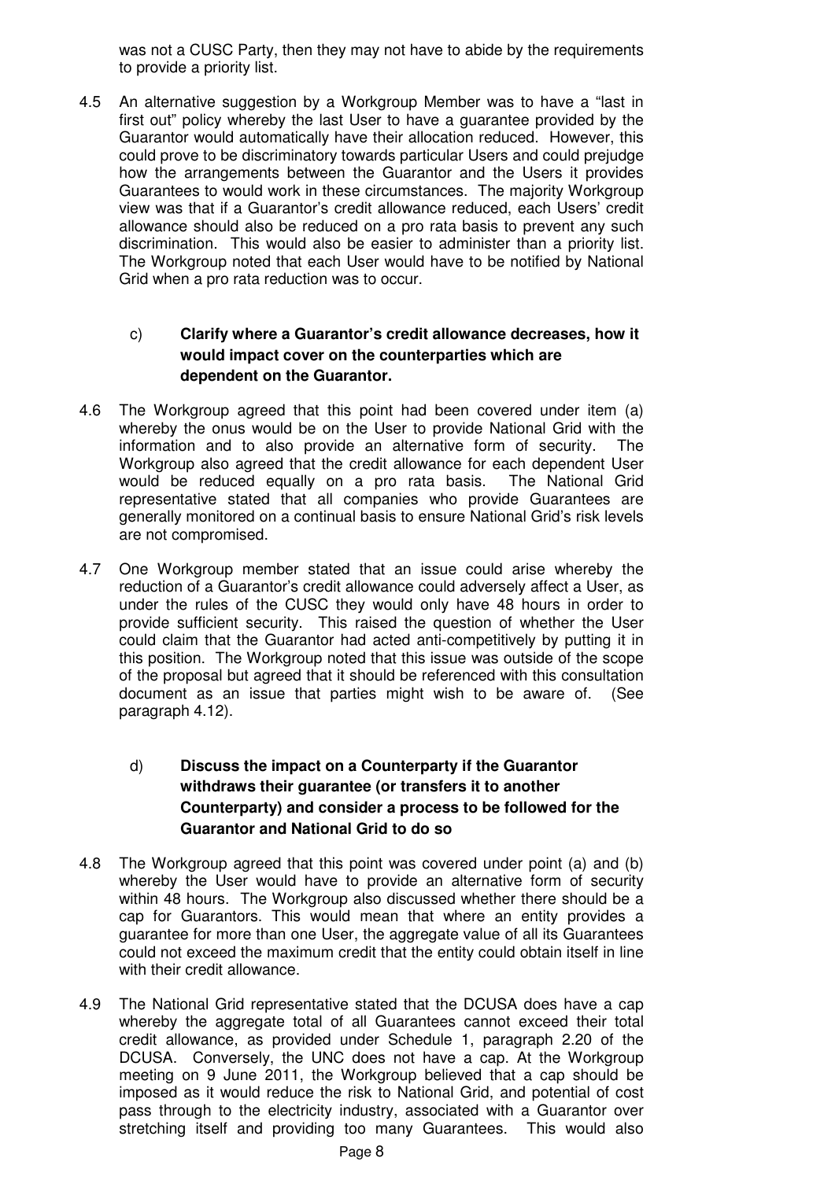was not a CUSC Party, then they may not have to abide by the requirements to provide a priority list.

4.5 An alternative suggestion by a Workgroup Member was to have a "last in first out" policy whereby the last User to have a guarantee provided by the Guarantor would automatically have their allocation reduced. However, this could prove to be discriminatory towards particular Users and could prejudge how the arrangements between the Guarantor and the Users it provides Guarantees to would work in these circumstances. The majority Workgroup view was that if a Guarantor's credit allowance reduced, each Users' credit allowance should also be reduced on a pro rata basis to prevent any such discrimination. This would also be easier to administer than a priority list. The Workgroup noted that each User would have to be notified by National Grid when a pro rata reduction was to occur.

c) **Clarify where a Guarantor's credit allowance decreases, how it would impact cover on the counterparties which are dependent on the Guarantor.**

4.6 The Workgroup agreed that this point had been covered under item (a) whereby the onus would be on the User to provide National Grid with the information and to also provide an alternative form of security. The Workgroup also agreed that the credit allowance for each dependent User would be reduced equally on a pro rata basis. The National Grid representative stated that all companies who provide Guarantees are generally monitored on a continual basis to ensure National Grid's risk levels are not compromised.

4.7 One Workgroup member stated that an issue could arise whereby the reduction of a Guarantor's credit allowance could adversely affect a User, as under the rules of the CUSC they would only have 48 hours in order to provide sufficient security. This raised the question of whether the User could claim that the Guarantor had acted anti-competitively by putting it in this position. The Workgroup noted that this issue was outside of the scope of the proposal but agreed that it should be referenced with this consultation document as an issue that parties might wish to be aware of. (See paragraph 4.12).

d) **Discuss the impact on a Counterparty if the Guarantor withdraws their guarantee (or transfers it to another Counterparty) and consider a process to be followed for the Guarantor and National Grid to do so**

4.8 The Workgroup agreed that this point was covered under point (a) and (b) whereby the User would have to provide an alternative form of security within 48 hours. The Workgroup also discussed whether there should be a cap for Guarantors. This would mean that where an entity provides a guarantee for more than one User, the aggregate value of all its Guarantees could not exceed the maximum credit that the entity could obtain itself in line with their credit allowance.

4.9 The National Grid representative stated that the DCUSA does have a cap whereby the aggregate total of all Guarantees cannot exceed their total credit allowance, as provided under Schedule 1, paragraph 2.20 of the DCUSA. Conversely, the UNC does not have a cap. At the Workgroup meeting on 9 June 2011, the Workgroup believed that a cap should be imposed as it would reduce the risk to National Grid, and potential of cost pass through to the electricity industry, associated with a Guarantor over stretching itself and providing too many Guarantees. This would also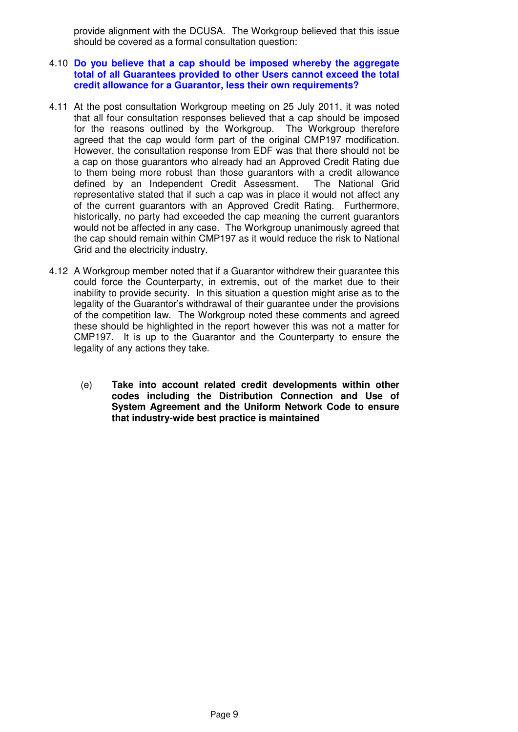provide alignment with the DCUSA. The Workgroup believed that this issue should be covered as a formal consultation question:

4.10 **Do you believe that a cap should be imposed whereby the aggregate total of all Guarantees provided to other Users cannot exceed the total credit allowance for a Guarantor, less their own requirements?**

4.11 At the post consultation Workgroup meeting on 25 July 2011, it was noted that all four consultation responses believed that a cap should be imposed for the reasons outlined by the Workgroup. The Workgroup therefore agreed that the cap would form part of the original CMP197 modification. However, the consultation response from EDF was that there should not be a cap on those guarantors who already had an Approved Credit Rating due to them being more robust than those guarantors with a credit allowance defined by an Independent Credit Assessment. The National Grid representative stated that if such a cap was in place it would not affect any of the current guarantors with an Approved Credit Rating. Furthermore, historically, no party had exceeded the cap meaning the current guarantors would not be affected in any case. The Workgroup unanimously agreed that the cap should remain within CMP197 as it would reduce the risk to National Grid and the electricity industry.

4.12 A Workgroup member noted that if a Guarantor withdrew their guarantee this could force the Counterparty, in extremis, out of the market due to their inability to provide security. In this situation a question might arise as to the legality of the Guarantor's withdrawal of their guarantee under the provisions of the competition law. The Workgroup noted these comments and agreed these should be highlighted in the report however this was not a matter for CMP197. It is up to the Guarantor and the Counterparty to ensure the legality of any actions they take.

(e) **Take into account related credit developments within other codes including the Distribution Connection and Use of System Agreement and the Uniform Network Code to ensure that industry-wide best practice is maintained**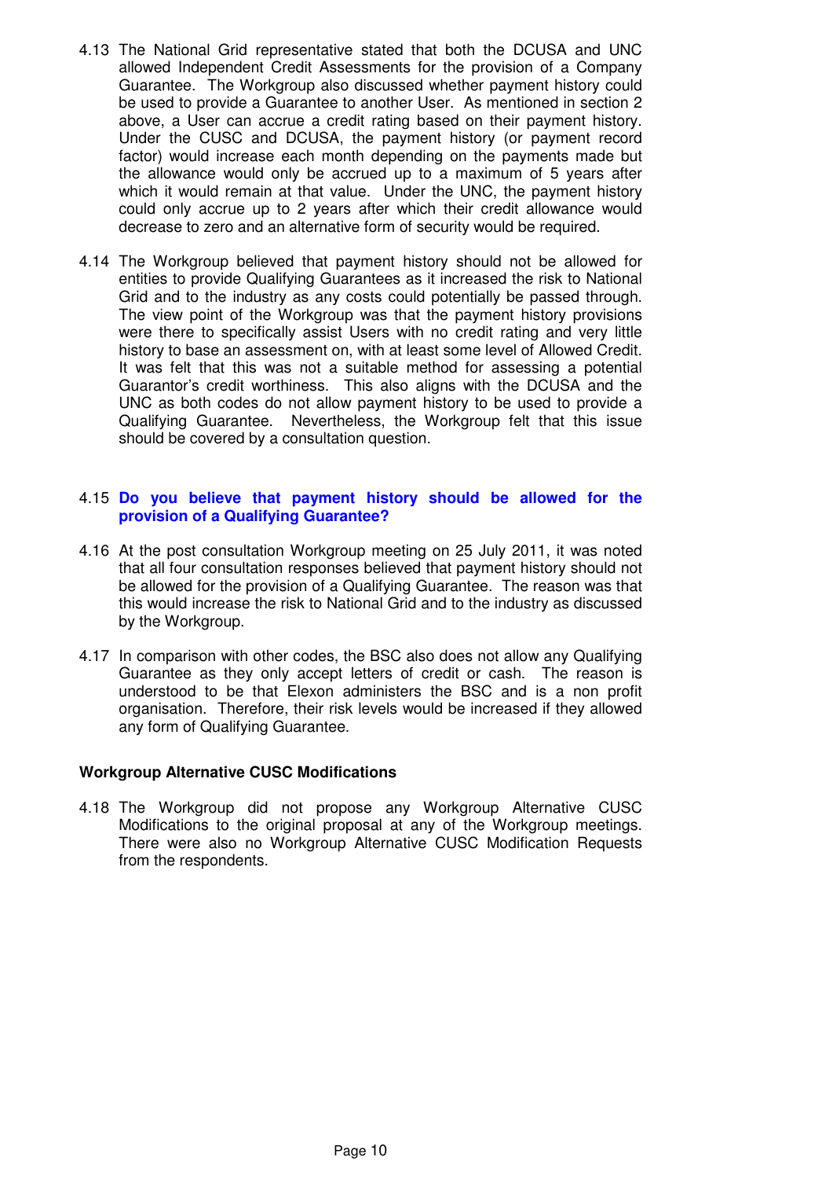4.13 The National Grid representative stated that both the DCUSA and UNC allowed Independent Credit Assessments for the provision of a Company Guarantee. The Workgroup also discussed whether payment history could be used to provide a Guarantee to another User. As mentioned in section 2 above, a User can accrue a credit rating based on their payment history. Under the CUSC and DCUSA, the payment history (or payment record factor) would increase each month depending on the payments made but the allowance would only be accrued up to a maximum of 5 years after which it would remain at that value. Under the UNC, the payment history could only accrue up to 2 years after which their credit allowance would decrease to zero and an alternative form of security would be required.

4.14 The Workgroup believed that payment history should not be allowed for entities to provide Qualifying Guarantees as it increased the risk to National Grid and to the industry as any costs could potentially be passed through. The view point of the Workgroup was that the payment history provisions were there to specifically assist Users with no credit rating and very little history to base an assessment on, with at least some level of Allowed Credit. It was felt that this was not a suitable method for assessing a potential Guarantor's credit worthiness. This also aligns with the DCUSA and the UNC as both codes do not allow payment history to be used to provide a Qualifying Guarantee. Nevertheless, the Workgroup felt that this issue should be covered by a consultation question.

4.15 **Do you believe that payment history should be allowed for the provision of a Qualifying Guarantee?**

4.16 At the post consultation Workgroup meeting on 25 July 2011, it was noted that all four consultation responses believed that payment history should not be allowed for the provision of a Qualifying Guarantee. The reason was that this would increase the risk to National Grid and to the industry as discussed by the Workgroup.

4.17 In comparison with other codes, the BSC also does not allow any Qualifying Guarantee as they only accept letters of credit or cash. The reason is understood to be that Elexon administers the BSC and is a non profit organisation. Therefore, their risk levels would be increased if they allowed any form of Qualifying Guarantee.

**Workgroup Alternative CUSC Modifications**

4.18 The Workgroup did not propose any Workgroup Alternative CUSC Modifications to the original proposal at any of the Workgroup meetings. There were also no Workgroup Alternative CUSC Modification Requests from the respondents.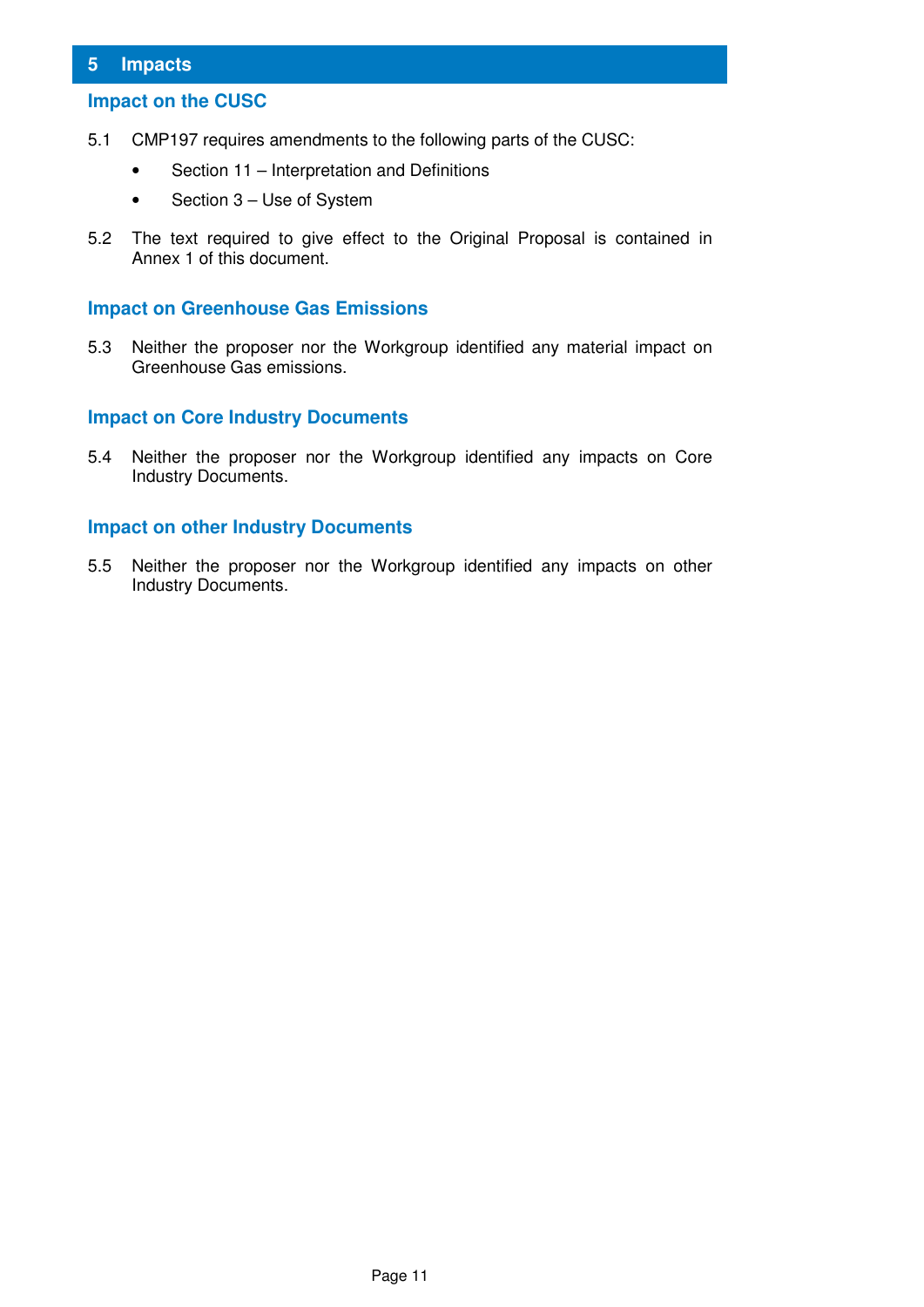# 5 Impacts

## Impact on the CUSC

5.1 CMP197 requires amendments to the following parts of the CUSC:

- Section 11 – Interpretation and Definitions
- Section 3 – Use of System

5.2 The text required to give effect to the Original Proposal is contained in Annex 1 of this document.

## Impact on Greenhouse Gas Emissions

5.3 Neither the proposer nor the Workgroup identified any material impact on Greenhouse Gas emissions.

## Impact on Core Industry Documents

5.4 Neither the proposer nor the Workgroup identified any impacts on Core Industry Documents.

## Impact on other Industry Documents

5.5 Neither the proposer nor the Workgroup identified any impacts on other Industry Documents.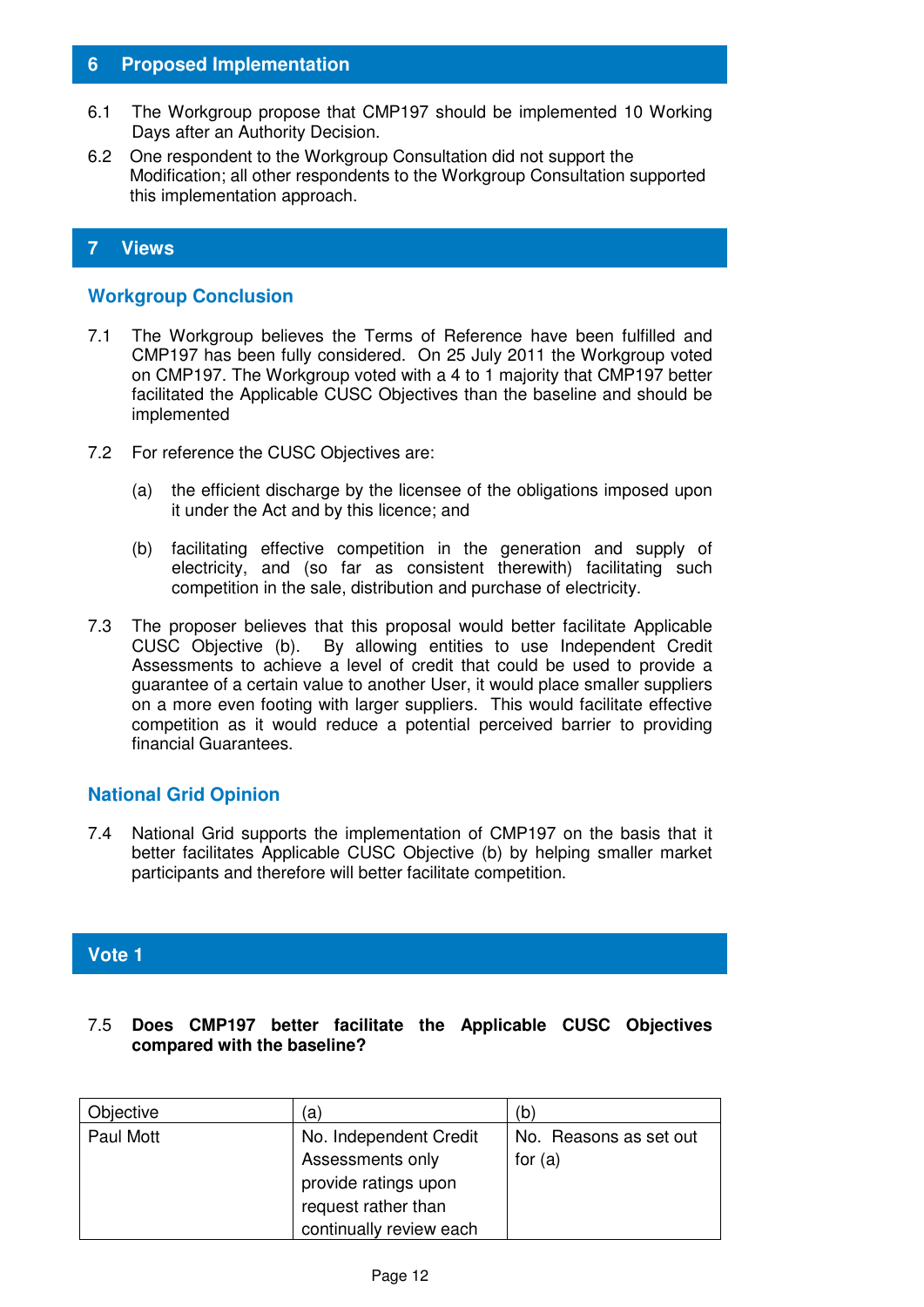## 6 Proposed Implementation

6.1 The Workgroup propose that CMP197 should be implemented 10 Working Days after an Authority Decision.

6.2 One respondent to the Workgroup Consultation did not support the Modification; all other respondents to the Workgroup Consultation supported this implementation approach.

## 7 Views

### Workgroup Conclusion

7.1 The Workgroup believes the Terms of Reference have been fulfilled and CMP197 has been fully considered. On 25 July 2011 the Workgroup voted on CMP197. The Workgroup voted with a 4 to 1 majority that CMP197 better facilitated the Applicable CUSC Objectives than the baseline and should be implemented

7.2 For reference the CUSC Objectives are:

(a) the efficient discharge by the licensee of the obligations imposed upon it under the Act and by this licence; and

(b) facilitating effective competition in the generation and supply of electricity, and (so far as consistent therewith) facilitating such competition in the sale, distribution and purchase of electricity.

7.3 The proposer believes that this proposal would better facilitate Applicable CUSC Objective (b). By allowing entities to use Independent Credit Assessments to achieve a level of credit that could be used to provide a guarantee of a certain value to another User, it would place smaller suppliers on a more even footing with larger suppliers. This would facilitate effective competition as it would reduce a potential perceived barrier to providing financial Guarantees.

### National Grid Opinion

7.4 National Grid supports the implementation of CMP197 on the basis that it better facilitates Applicable CUSC Objective (b) by helping smaller market participants and therefore will better facilitate competition.

## Vote 1

7.5 **Does CMP197 better facilitate the Applicable CUSC Objectives compared with the baseline?**

| Objective | (a) | (b) |
|---|---|---|
| Paul Mott | No. Independent Credit Assessments only provide ratings upon request rather than continually review each | No. Reasons as set out for (a) |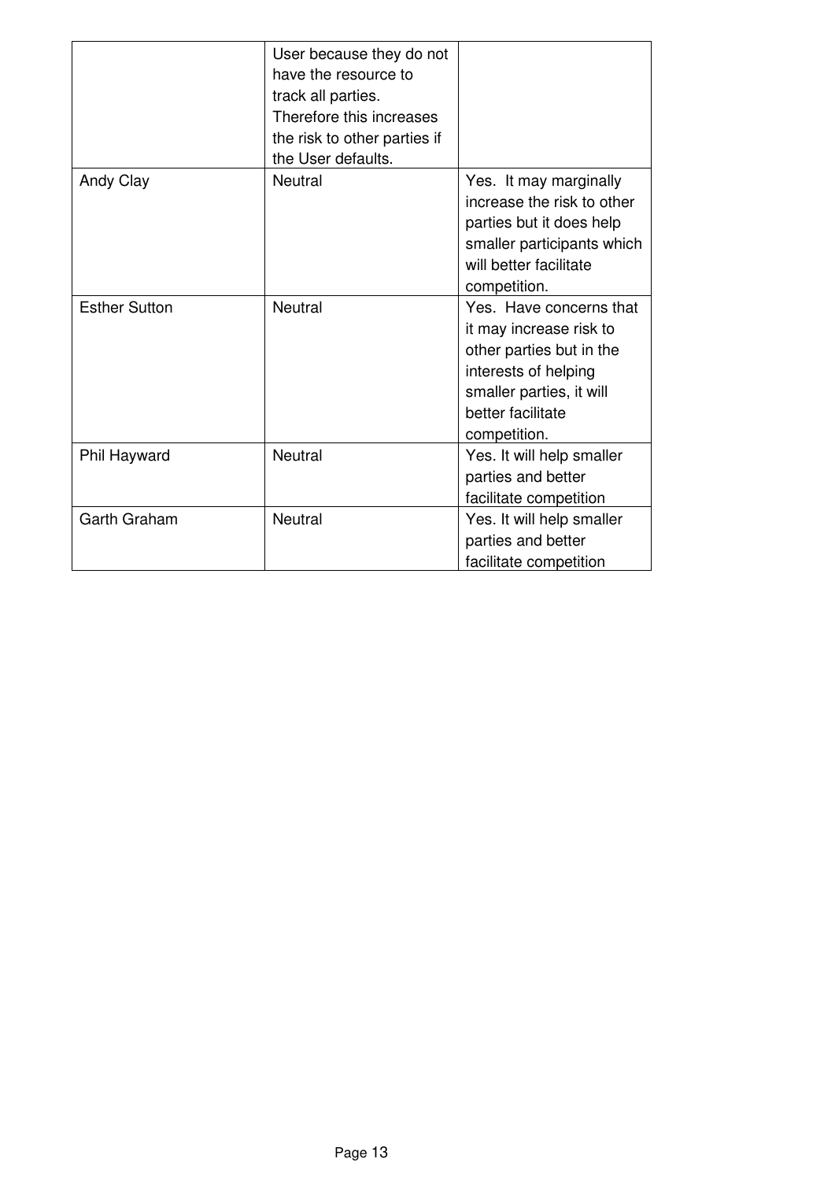| | | |
|---|---|---|
| | User because they do not have the resource to track all parties. Therefore this increases the risk to other parties if the User defaults. | |
| Andy Clay | Neutral | Yes. It may marginally increase the risk to other parties but it does help smaller participants which will better facilitate competition. |
| Esther Sutton | Neutral | Yes. Have concerns that it may increase risk to other parties but in the interests of helping smaller parties, it will better facilitate competition. |
| Phil Hayward | Neutral | Yes. It will help smaller parties and better facilitate competition |
| Garth Graham | Neutral | Yes. It will help smaller parties and better facilitate competition |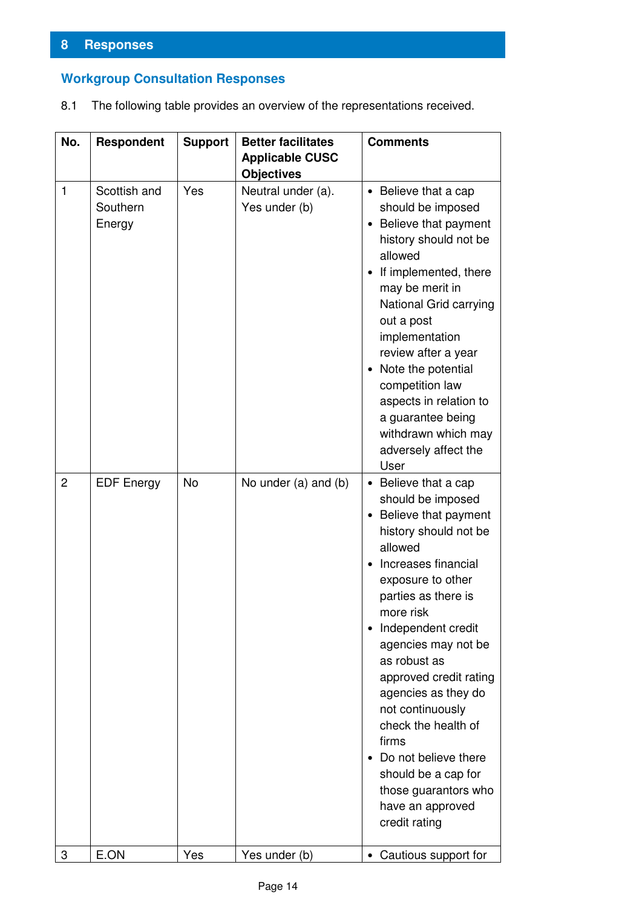## 8 Responses

### Workgroup Consultation Responses

8.1 The following table provides an overview of the representations received.

| No. | Respondent | Support | Better facilitates Applicable CUSC Objectives | Comments |
|---|---|---|---|---|
| 1 | Scottish and Southern Energy | Yes | Neutral under (a). Yes under (b) | • Believe that a cap should be imposed<br>• Believe that payment history should not be allowed<br>• If implemented, there may be merit in National Grid carrying out a post implementation review after a year<br>• Note the potential competition law aspects in relation to a guarantee being withdrawn which may adversely affect the User |
| 2 | EDF Energy | No | No under (a) and (b) | • Believe that a cap should be imposed<br>• Believe that payment history should not be allowed<br>• Increases financial exposure to other parties as there is more risk<br>• Independent credit agencies may not be as robust as approved credit rating agencies as they do not continuously check the health of firms<br>• Do not believe there should be a cap for those guarantors who have an approved credit rating |
| 3 | E.ON | Yes | Yes under (b) | • Cautious support for |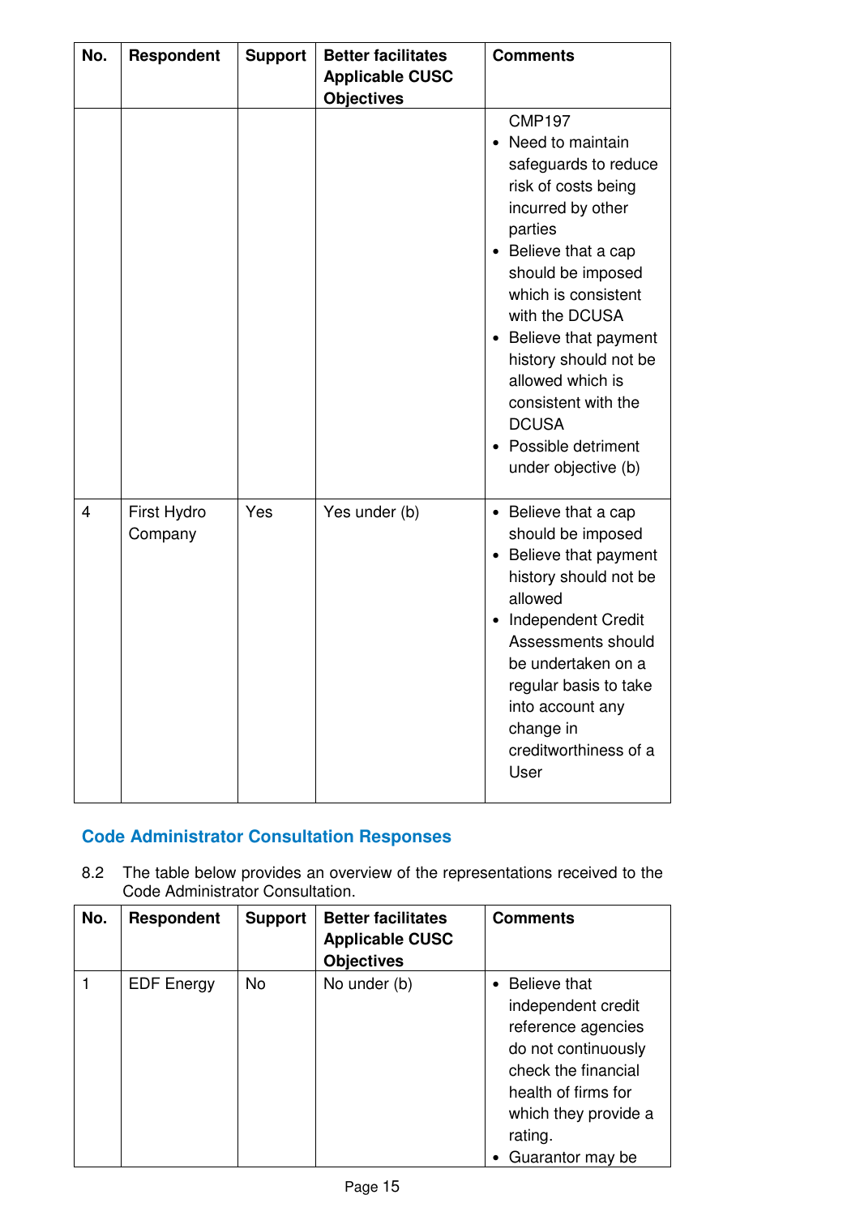| No. | Respondent | Support | Better facilitates Applicable CUSC Objectives | Comments |
|---|---|---|---|---|
| | | | | CMP197<br>• Need to maintain safeguards to reduce risk of costs being incurred by other parties<br>• Believe that a cap should be imposed which is consistent with the DCUSA<br>• Believe that payment history should not be allowed which is consistent with the DCUSA<br>• Possible detriment under objective (b) |
| 4 | First Hydro Company | Yes | Yes under (b) | • Believe that a cap should be imposed<br>• Believe that payment history should not be allowed<br>• Independent Credit Assessments should be undertaken on a regular basis to take into account any change in creditworthiness of a User |

## Code Administrator Consultation Responses

8.2 The table below provides an overview of the representations received to the Code Administrator Consultation.

| No. | Respondent | Support | Better facilitates Applicable CUSC Objectives | Comments |
|---|---|---|---|---|
| 1 | EDF Energy | No | No under (b) | • Believe that independent credit reference agencies do not continuously check the financial health of firms for which they provide a rating.<br>• Guarantor may be |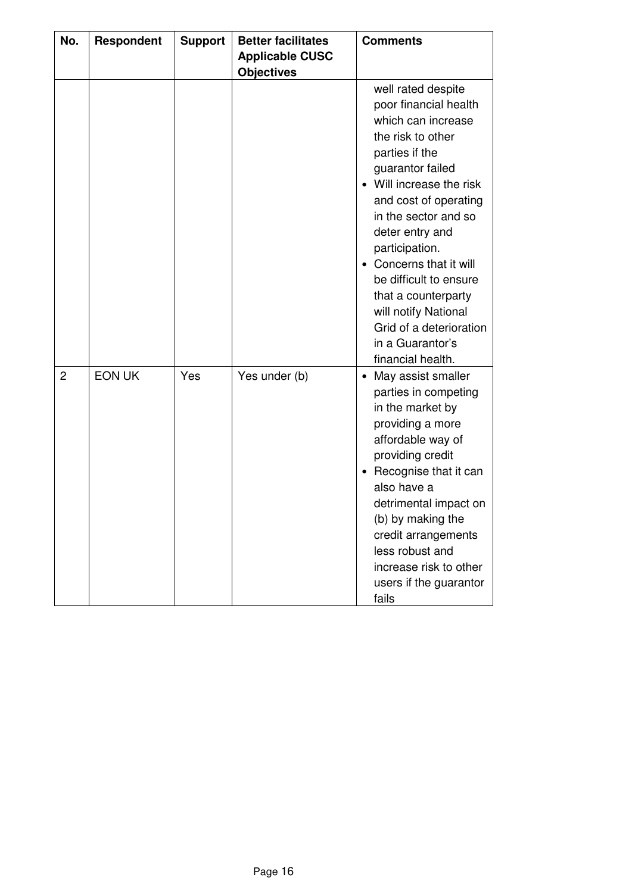| No. | Respondent | Support | Better facilitates Applicable CUSC Objectives | Comments |
|---|---|---|---|---|
| | | | | well rated despite poor financial health which can increase the risk to other parties if the guarantor failed<br>• Will increase the risk and cost of operating in the sector and so deter entry and participation.<br>• Concerns that it will be difficult to ensure that a counterparty will notify National Grid of a deterioration in a Guarantor's financial health. |
| 2 | EON UK | Yes | Yes under (b) | • May assist smaller parties in competing in the market by providing a more affordable way of providing credit<br>• Recognise that it can also have a detrimental impact on (b) by making the credit arrangements less robust and increase risk to other users if the guarantor fails |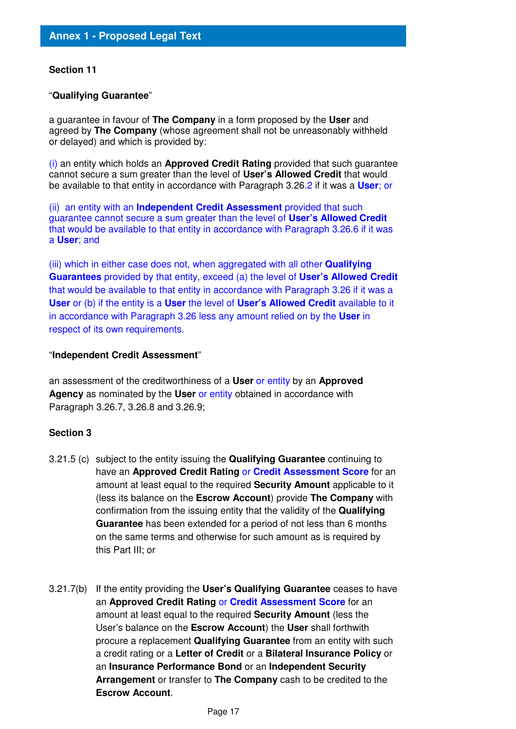## Annex 1 - Proposed Legal Text

**Section 11**

"**Qualifying Guarantee**"

a guarantee in favour of **The Company** in a form proposed by the **User** and agreed by **The Company** (whose agreement shall not be unreasonably withheld or delayed) and which is provided by:

(i) an entity which holds an **Approved Credit Rating** provided that such guarantee cannot secure a sum greater than the level of **User's Allowed Credit** that would be available to that entity in accordance with Paragraph 3.26.2 if it was a **User**; or

(ii) an entity with an **Independent Credit Assessment** provided that such guarantee cannot secure a sum greater than the level of **User's Allowed Credit** that would be available to that entity in accordance with Paragraph 3.26.6 if it was a **User**; and

(iii) which in either case does not, when aggregated with all other **Qualifying Guarantees** provided by that entity, exceed (a) the level of **User's Allowed Credit** that would be available to that entity in accordance with Paragraph 3.26 if it was a **User** or (b) if the entity is a **User** the level of **User's Allowed Credit** available to it in accordance with Paragraph 3.26 less any amount relied on by the **User** in respect of its own requirements.

"**Independent Credit Assessment**"

an assessment of the creditworthiness of a **User** or entity by an **Approved Agency** as nominated by the **User** or entity obtained in accordance with Paragraph 3.26.7, 3.26.8 and 3.26.9;

**Section 3**

3.21.5 (c) subject to the entity issuing the **Qualifying Guarantee** continuing to have an **Approved Credit Rating** or **Credit Assessment Score** for an amount at least equal to the required **Security Amount** applicable to it (less its balance on the **Escrow Account**) provide **The Company** with confirmation from the issuing entity that the validity of the **Qualifying Guarantee** has been extended for a period of not less than 6 months on the same terms and otherwise for such amount as is required by this Part III; or

3.21.7(b) If the entity providing the **User's Qualifying Guarantee** ceases to have an **Approved Credit Rating** or **Credit Assessment Score** for an amount at least equal to the required **Security Amount** (less the User's balance on the **Escrow Account**) the **User** shall forthwith procure a replacement **Qualifying Guarantee** from an entity with such a credit rating or a **Letter of Credit** or a **Bilateral Insurance Policy** or an **Insurance Performance Bond** or an **Independent Security Arrangement** or transfer to **The Company** cash to be credited to the **Escrow Account**.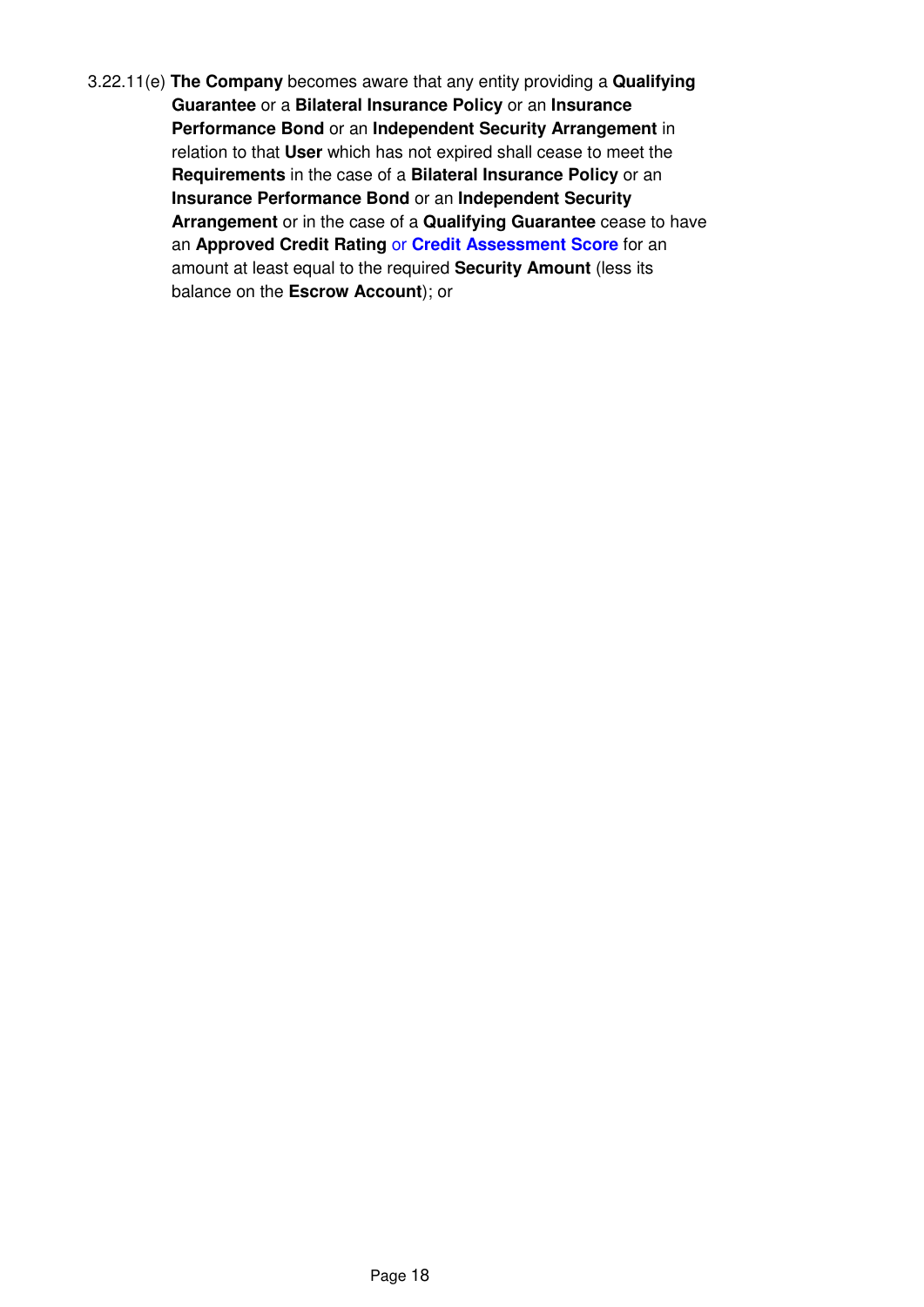3.22.11(e) **The Company** becomes aware that any entity providing a **Qualifying Guarantee** or a **Bilateral Insurance Policy** or an **Insurance Performance Bond** or an **Independent Security Arrangement** in relation to that **User** which has not expired shall cease to meet the **Requirements** in the case of a **Bilateral Insurance Policy** or an **Insurance Performance Bond** or an **Independent Security Arrangement** or in the case of a **Qualifying Guarantee** cease to have an **Approved Credit Rating** or **Credit Assessment Score** for an amount at least equal to the required **Security Amount** (less its balance on the **Escrow Account**); or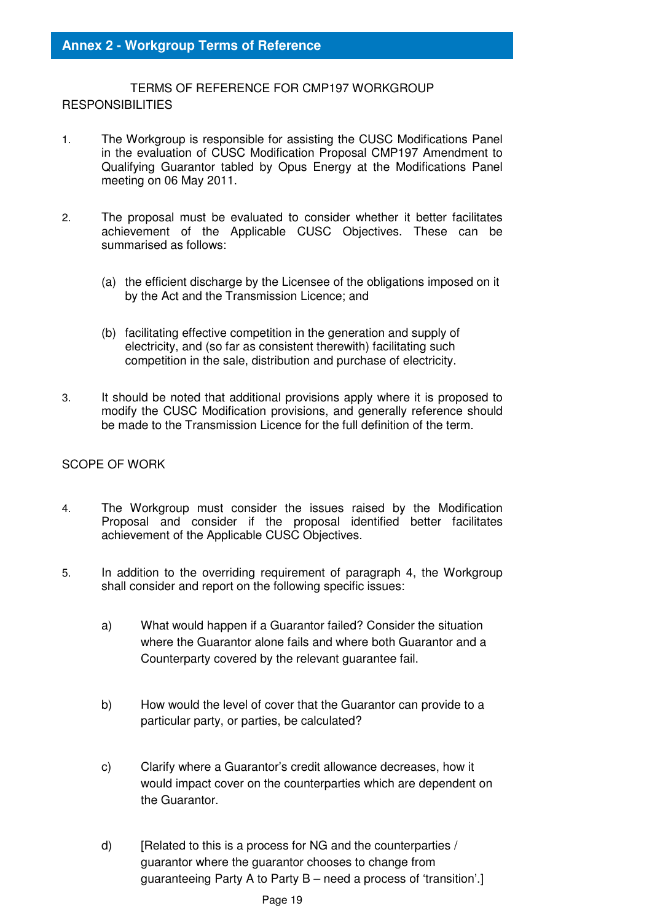## Annex 2 - Workgroup Terms of Reference

TERMS OF REFERENCE FOR CMP197 WORKGROUP

RESPONSIBILITIES

1. The Workgroup is responsible for assisting the CUSC Modifications Panel in the evaluation of CUSC Modification Proposal CMP197 Amendment to Qualifying Guarantor tabled by Opus Energy at the Modifications Panel meeting on 06 May 2011.

2. The proposal must be evaluated to consider whether it better facilitates achievement of the Applicable CUSC Objectives. These can be summarised as follows:

   (a) the efficient discharge by the Licensee of the obligations imposed on it by the Act and the Transmission Licence; and

   (b) facilitating effective competition in the generation and supply of electricity, and (so far as consistent therewith) facilitating such competition in the sale, distribution and purchase of electricity.

3. It should be noted that additional provisions apply where it is proposed to modify the CUSC Modification provisions, and generally reference should be made to the Transmission Licence for the full definition of the term.

SCOPE OF WORK

4. The Workgroup must consider the issues raised by the Modification Proposal and consider if the proposal identified better facilitates achievement of the Applicable CUSC Objectives.

5. In addition to the overriding requirement of paragraph 4, the Workgroup shall consider and report on the following specific issues:

   a) What would happen if a Guarantor failed? Consider the situation where the Guarantor alone fails and where both Guarantor and a Counterparty covered by the relevant guarantee fail.

   b) How would the level of cover that the Guarantor can provide to a particular party, or parties, be calculated?

   c) Clarify where a Guarantor's credit allowance decreases, how it would impact cover on the counterparties which are dependent on the Guarantor.

   d) [Related to this is a process for NG and the counterparties / guarantor where the guarantor chooses to change from guaranteeing Party A to Party B – need a process of 'transition'.]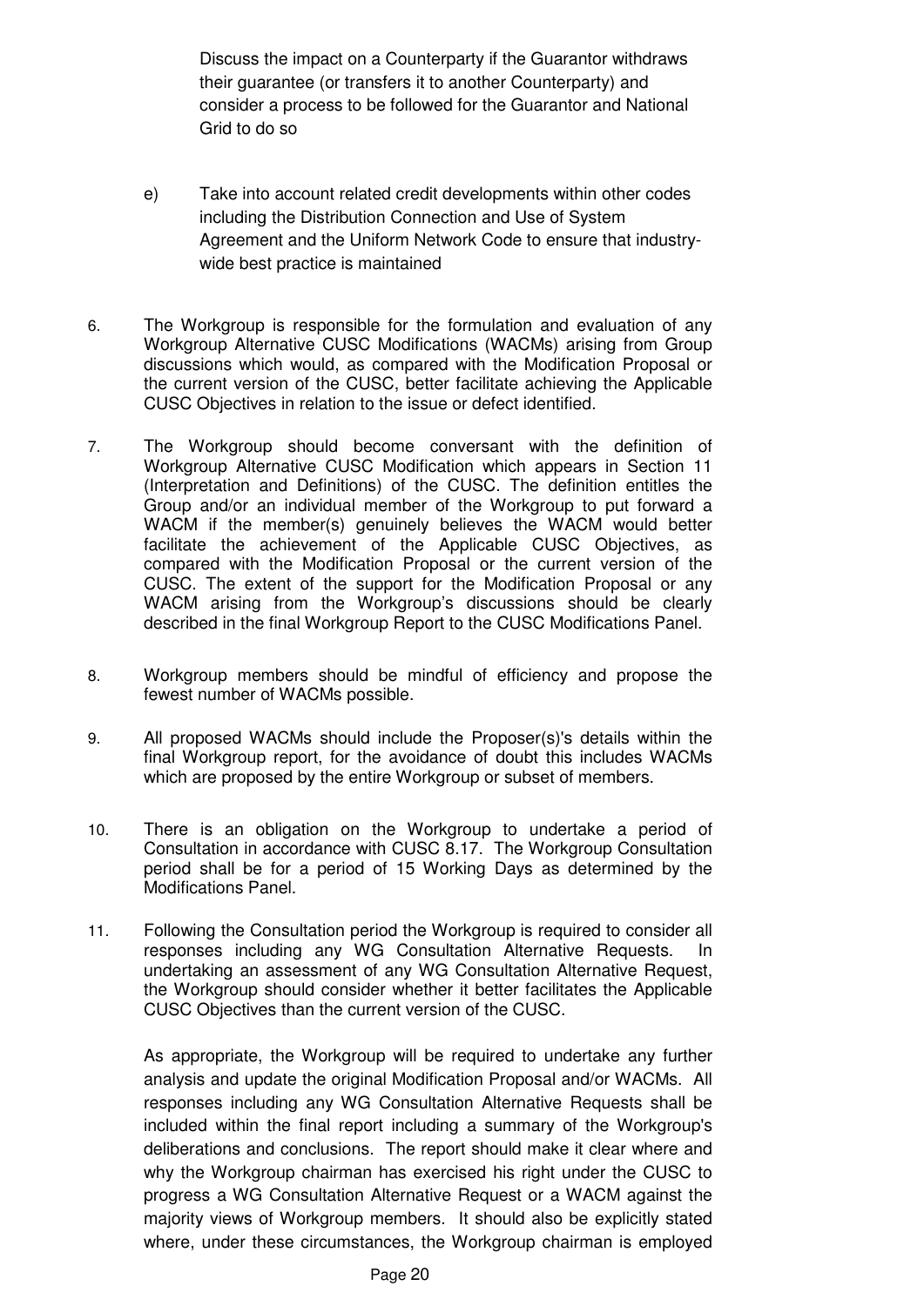Discuss the impact on a Counterparty if the Guarantor withdraws their guarantee (or transfers it to another Counterparty) and consider a process to be followed for the Guarantor and National Grid to do so

e) Take into account related credit developments within other codes including the Distribution Connection and Use of System Agreement and the Uniform Network Code to ensure that industry-wide best practice is maintained

6. The Workgroup is responsible for the formulation and evaluation of any Workgroup Alternative CUSC Modifications (WACMs) arising from Group discussions which would, as compared with the Modification Proposal or the current version of the CUSC, better facilitate achieving the Applicable CUSC Objectives in relation to the issue or defect identified.

7. The Workgroup should become conversant with the definition of Workgroup Alternative CUSC Modification which appears in Section 11 (Interpretation and Definitions) of the CUSC. The definition entitles the Group and/or an individual member of the Workgroup to put forward a WACM if the member(s) genuinely believes the WACM would better facilitate the achievement of the Applicable CUSC Objectives, as compared with the Modification Proposal or the current version of the CUSC. The extent of the support for the Modification Proposal or any WACM arising from the Workgroup's discussions should be clearly described in the final Workgroup Report to the CUSC Modifications Panel.

8. Workgroup members should be mindful of efficiency and propose the fewest number of WACMs possible.

9. All proposed WACMs should include the Proposer(s)'s details within the final Workgroup report, for the avoidance of doubt this includes WACMs which are proposed by the entire Workgroup or subset of members.

10. There is an obligation on the Workgroup to undertake a period of Consultation in accordance with CUSC 8.17. The Workgroup Consultation period shall be for a period of 15 Working Days as determined by the Modifications Panel.

11. Following the Consultation period the Workgroup is required to consider all responses including any WG Consultation Alternative Requests. In undertaking an assessment of any WG Consultation Alternative Request, the Workgroup should consider whether it better facilitates the Applicable CUSC Objectives than the current version of the CUSC.

    As appropriate, the Workgroup will be required to undertake any further analysis and update the original Modification Proposal and/or WACMs. All responses including any WG Consultation Alternative Requests shall be included within the final report including a summary of the Workgroup's deliberations and conclusions. The report should make it clear where and why the Workgroup chairman has exercised his right under the CUSC to progress a WG Consultation Alternative Request or a WACM against the majority views of Workgroup members. It should also be explicitly stated where, under these circumstances, the Workgroup chairman is employed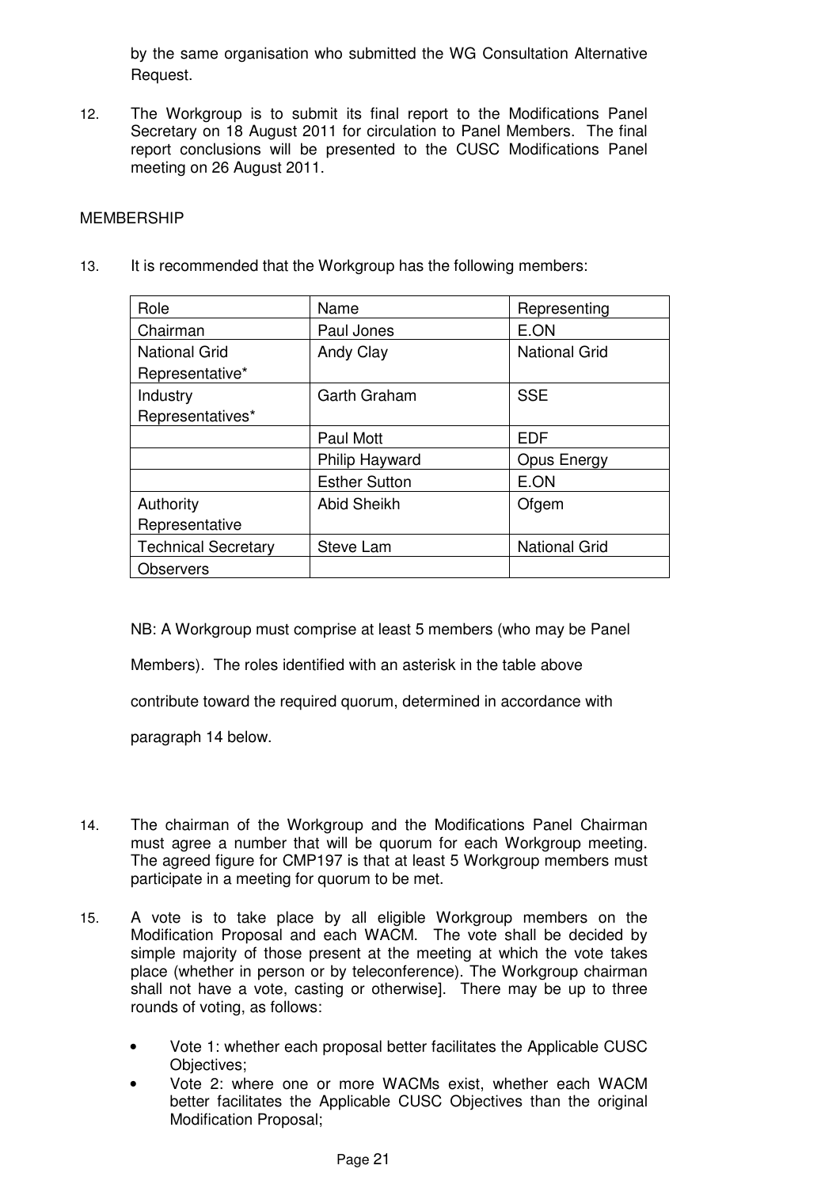by the same organisation who submitted the WG Consultation Alternative Request.

12. The Workgroup is to submit its final report to the Modifications Panel Secretary on 18 August 2011 for circulation to Panel Members. The final report conclusions will be presented to the CUSC Modifications Panel meeting on 26 August 2011.

MEMBERSHIP

13. It is recommended that the Workgroup has the following members:

| Role | Name | Representing |
|---|---|---|
| Chairman | Paul Jones | E.ON |
| National Grid Representative* | Andy Clay | National Grid |
| Industry Representatives* | Garth Graham | SSE |
| | Paul Mott | EDF |
| | Philip Hayward | Opus Energy |
| | Esther Sutton | E.ON |
| Authority Representative | Abid Sheikh | Ofgem |
| Technical Secretary | Steve Lam | National Grid |
| Observers | | |

NB: A Workgroup must comprise at least 5 members (who may be Panel Members). The roles identified with an asterisk in the table above contribute toward the required quorum, determined in accordance with paragraph 14 below.

14. The chairman of the Workgroup and the Modifications Panel Chairman must agree a number that will be quorum for each Workgroup meeting. The agreed figure for CMP197 is that at least 5 Workgroup members must participate in a meeting for quorum to be met.

15. A vote is to take place by all eligible Workgroup members on the Modification Proposal and each WACM. The vote shall be decided by simple majority of those present at the meeting at which the vote takes place (whether in person or by teleconference). The Workgroup chairman shall not have a vote, casting or otherwise]. There may be up to three rounds of voting, as follows:

- Vote 1: whether each proposal better facilitates the Applicable CUSC Objectives;
- Vote 2: where one or more WACMs exist, whether each WACM better facilitates the Applicable CUSC Objectives than the original Modification Proposal;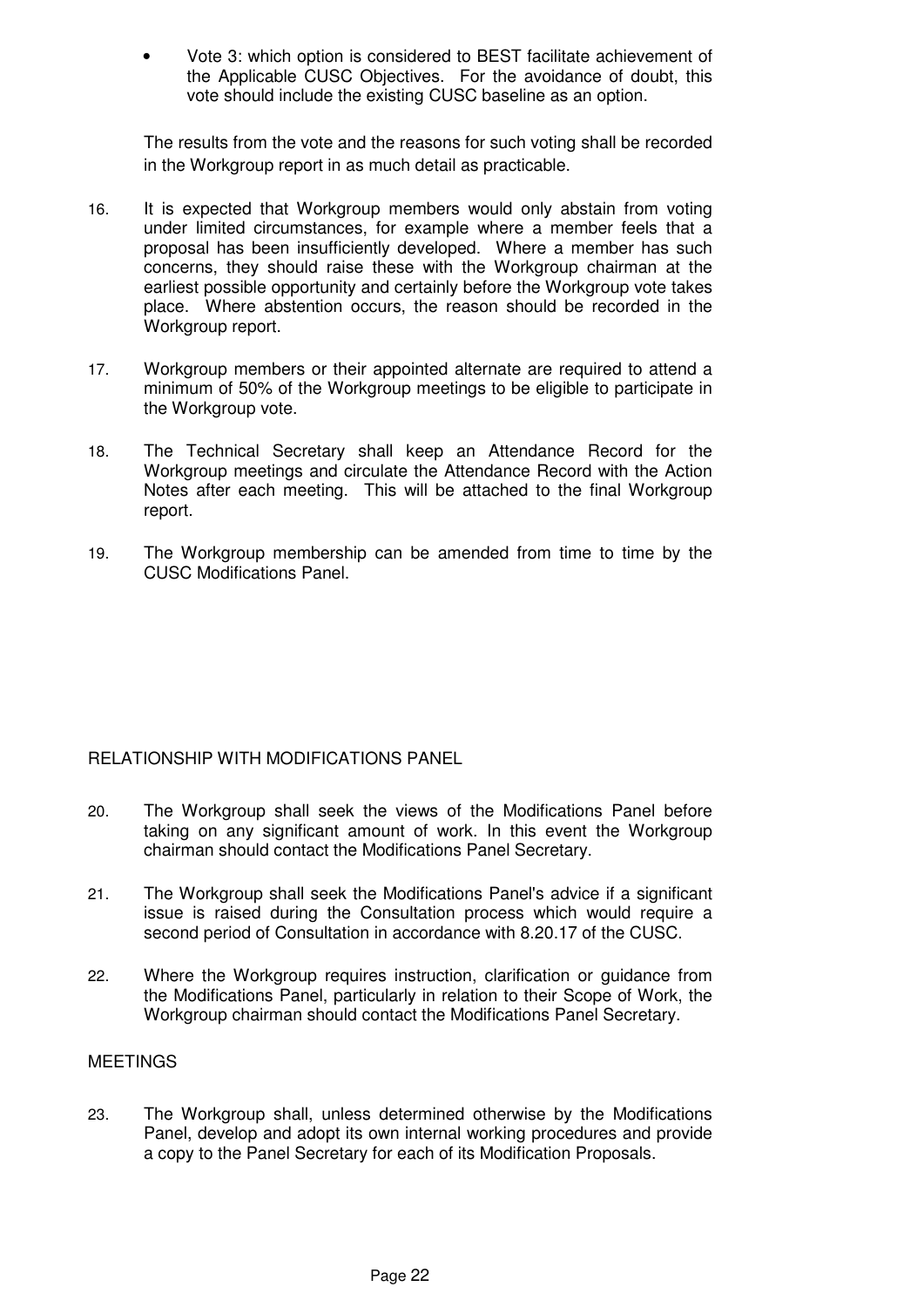- Vote 3: which option is considered to BEST facilitate achievement of the Applicable CUSC Objectives. For the avoidance of doubt, this vote should include the existing CUSC baseline as an option.

The results from the vote and the reasons for such voting shall be recorded in the Workgroup report in as much detail as practicable.

16. It is expected that Workgroup members would only abstain from voting under limited circumstances, for example where a member feels that a proposal has been insufficiently developed. Where a member has such concerns, they should raise these with the Workgroup chairman at the earliest possible opportunity and certainly before the Workgroup vote takes place. Where abstention occurs, the reason should be recorded in the Workgroup report.

17. Workgroup members or their appointed alternate are required to attend a minimum of 50% of the Workgroup meetings to be eligible to participate in the Workgroup vote.

18. The Technical Secretary shall keep an Attendance Record for the Workgroup meetings and circulate the Attendance Record with the Action Notes after each meeting. This will be attached to the final Workgroup report.

19. The Workgroup membership can be amended from time to time by the CUSC Modifications Panel.

## RELATIONSHIP WITH MODIFICATIONS PANEL

20. The Workgroup shall seek the views of the Modifications Panel before taking on any significant amount of work. In this event the Workgroup chairman should contact the Modifications Panel Secretary.

21. The Workgroup shall seek the Modifications Panel's advice if a significant issue is raised during the Consultation process which would require a second period of Consultation in accordance with 8.20.17 of the CUSC.

22. Where the Workgroup requires instruction, clarification or guidance from the Modifications Panel, particularly in relation to their Scope of Work, the Workgroup chairman should contact the Modifications Panel Secretary.

## MEETINGS

23. The Workgroup shall, unless determined otherwise by the Modifications Panel, develop and adopt its own internal working procedures and provide a copy to the Panel Secretary for each of its Modification Proposals.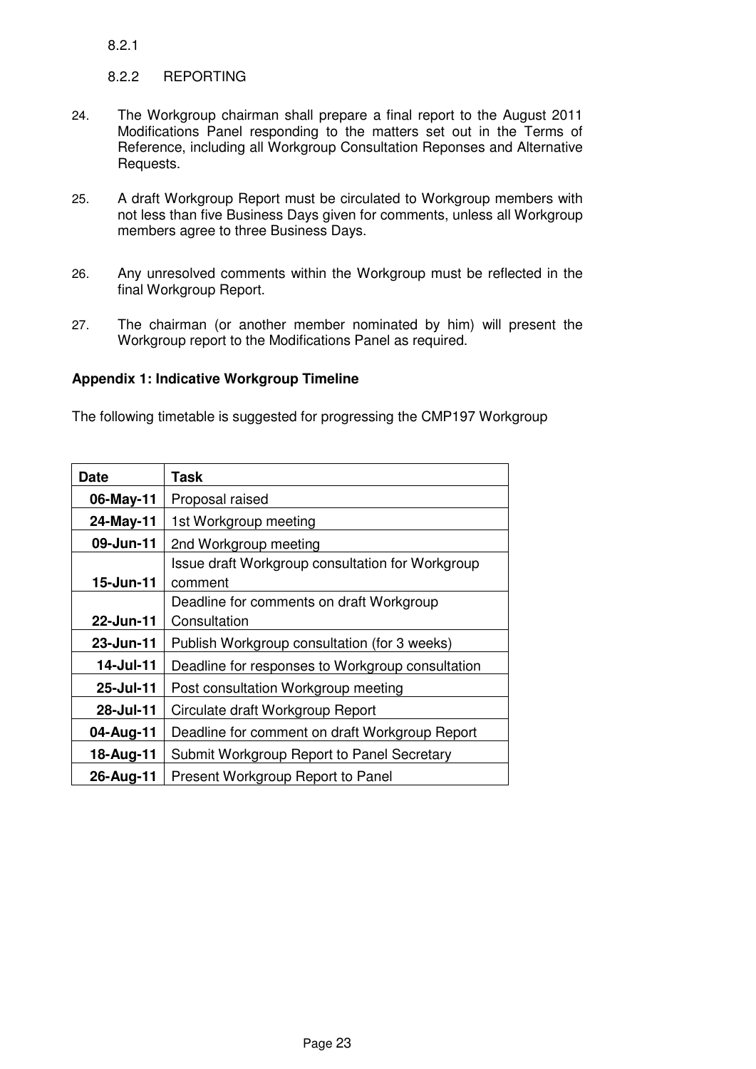8.2.1

8.2.2 REPORTING

24. The Workgroup chairman shall prepare a final report to the August 2011 Modifications Panel responding to the matters set out in the Terms of Reference, including all Workgroup Consultation Reponses and Alternative Requests.

25. A draft Workgroup Report must be circulated to Workgroup members with not less than five Business Days given for comments, unless all Workgroup members agree to three Business Days.

26. Any unresolved comments within the Workgroup must be reflected in the final Workgroup Report.

27. The chairman (or another member nominated by him) will present the Workgroup report to the Modifications Panel as required.

**Appendix 1: Indicative Workgroup Timeline**

The following timetable is suggested for progressing the CMP197 Workgroup

| **Date** | **Task** |
|---|---|
| **06-May-11** | Proposal raised |
| **24-May-11** | 1st Workgroup meeting |
| **09-Jun-11** | 2nd Workgroup meeting |
| **15-Jun-11** | Issue draft Workgroup consultation for Workgroup comment |
| **22-Jun-11** | Deadline for comments on draft Workgroup Consultation |
| **23-Jun-11** | Publish Workgroup consultation (for 3 weeks) |
| **14-Jul-11** | Deadline for responses to Workgroup consultation |
| **25-Jul-11** | Post consultation Workgroup meeting |
| **28-Jul-11** | Circulate draft Workgroup Report |
| **04-Aug-11** | Deadline for comment on draft Workgroup Report |
| **18-Aug-11** | Submit Workgroup Report to Panel Secretary |
| **26-Aug-11** | Present Workgroup Report to Panel |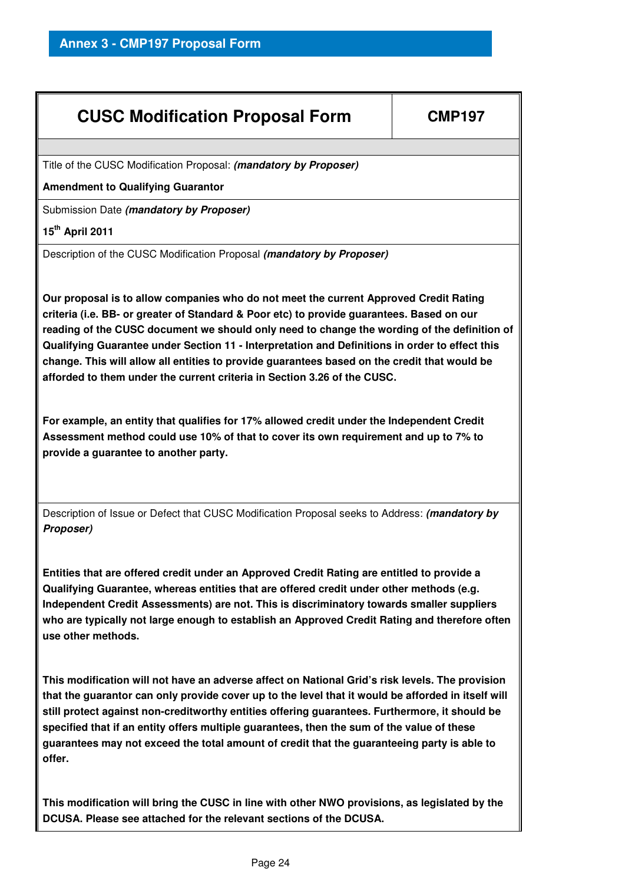## Annex 3 - CMP197 Proposal Form

| CUSC Modification Proposal Form | CMP197 |
| --- | --- |

Title of the CUSC Modification Proposal: ***(mandatory by Proposer)***

**Amendment to Qualifying Guarantor**

Submission Date ***(mandatory by Proposer)***

**15th April 2011**

Description of the CUSC Modification Proposal ***(mandatory by Proposer)***

**Our proposal is to allow companies who do not meet the current Approved Credit Rating criteria (i.e. BB- or greater of Standard & Poor etc) to provide guarantees. Based on our reading of the CUSC document we should only need to change the wording of the definition of Qualifying Guarantee under Section 11 - Interpretation and Definitions in order to effect this change. This will allow all entities to provide guarantees based on the credit that would be afforded to them under the current criteria in Section 3.26 of the CUSC.**

**For example, an entity that qualifies for 17% allowed credit under the Independent Credit Assessment method could use 10% of that to cover its own requirement and up to 7% to provide a guarantee to another party.**

Description of Issue or Defect that CUSC Modification Proposal seeks to Address: ***(mandatory by Proposer)***

**Entities that are offered credit under an Approved Credit Rating are entitled to provide a Qualifying Guarantee, whereas entities that are offered credit under other methods (e.g. Independent Credit Assessments) are not. This is discriminatory towards smaller suppliers who are typically not large enough to establish an Approved Credit Rating and therefore often use other methods.**

**This modification will not have an adverse affect on National Grid's risk levels. The provision that the guarantor can only provide cover up to the level that it would be afforded in itself will still protect against non-creditworthy entities offering guarantees. Furthermore, it should be specified that if an entity offers multiple guarantees, then the sum of the value of these guarantees may not exceed the total amount of credit that the guaranteeing party is able to offer.**

**This modification will bring the CUSC in line with other NWO provisions, as legislated by the DCUSA. Please see attached for the relevant sections of the DCUSA.**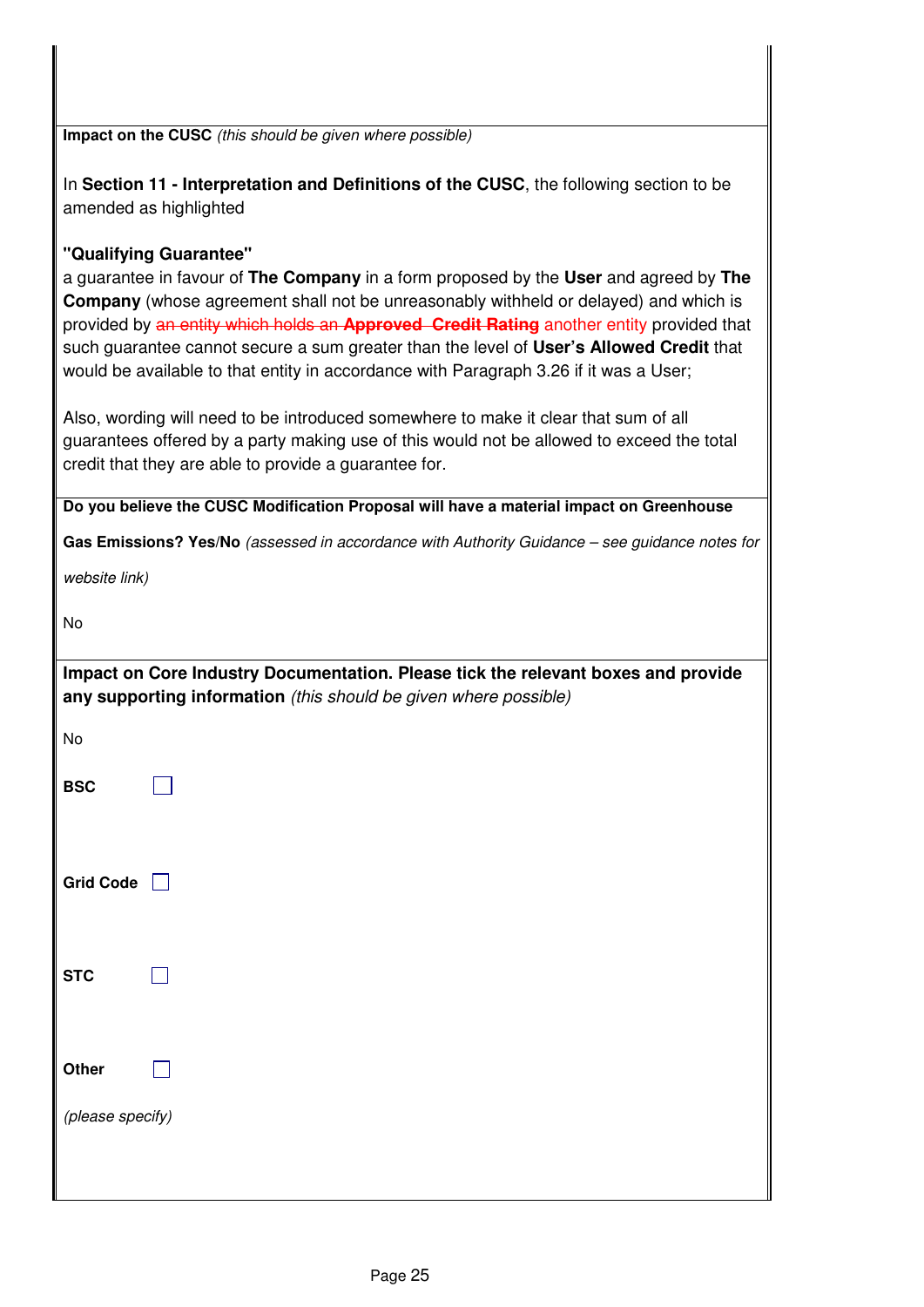**Impact on the CUSC** *(this should be given where possible)*

In **Section 11 - Interpretation and Definitions of the CUSC**, the following section to be amended as highlighted

**"Qualifying Guarantee"**
a guarantee in favour of **The Company** in a form proposed by the **User** and agreed by **The Company** (whose agreement shall not be unreasonably withheld or delayed) and which is provided by ~~an entity which holds an **Approved Credit Rating**~~ another entity provided that such guarantee cannot secure a sum greater than the level of **User's Allowed Credit** that would be available to that entity in accordance with Paragraph 3.26 if it was a User;

Also, wording will need to be introduced somewhere to make it clear that sum of all guarantees offered by a party making use of this would not be allowed to exceed the total credit that they are able to provide a guarantee for.

**Do you believe the CUSC Modification Proposal will have a material impact on Greenhouse Gas Emissions? Yes/No** *(assessed in accordance with Authority Guidance – see guidance notes for website link)*

No

**Impact on Core Industry Documentation. Please tick the relevant boxes and provide any supporting information** *(this should be given where possible)*

No

**BSC** ☐

**Grid Code** ☐

**STC** ☐

**Other** ☐

*(please specify)*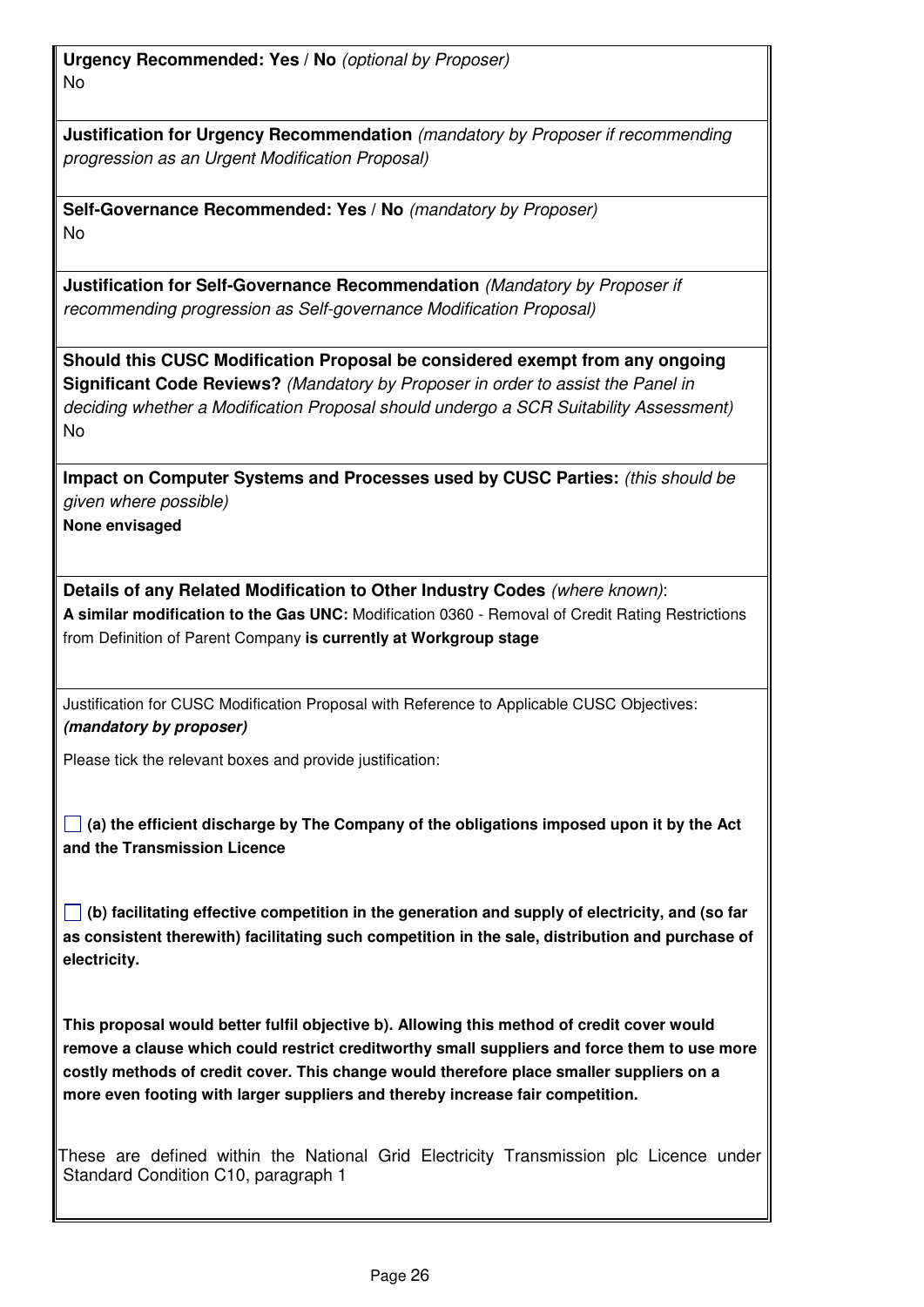**Urgency Recommended: Yes / No** *(optional by Proposer)*
No

**Justification for Urgency Recommendation** *(mandatory by Proposer if recommending progression as an Urgent Modification Proposal)*

**Self-Governance Recommended: Yes / No** *(mandatory by Proposer)*
No

**Justification for Self-Governance Recommendation** *(Mandatory by Proposer if recommending progression as Self-governance Modification Proposal)*

**Should this CUSC Modification Proposal be considered exempt from any ongoing Significant Code Reviews?** *(Mandatory by Proposer in order to assist the Panel in deciding whether a Modification Proposal should undergo a SCR Suitability Assessment)*
No

**Impact on Computer Systems and Processes used by CUSC Parties:** *(this should be given where possible)*
**None envisaged**

**Details of any Related Modification to Other Industry Codes** *(where known)*:
**A similar modification to the Gas UNC:** Modification 0360 - Removal of Credit Rating Restrictions from Definition of Parent Company **is currently at Workgroup stage**

Justification for CUSC Modification Proposal with Reference to Applicable CUSC Objectives: ***(mandatory by proposer)***

Please tick the relevant boxes and provide justification:

☐ **(a) the efficient discharge by The Company of the obligations imposed upon it by the Act and the Transmission Licence**

☐ **(b) facilitating effective competition in the generation and supply of electricity, and (so far as consistent therewith) facilitating such competition in the sale, distribution and purchase of electricity.**

**This proposal would better fulfil objective b). Allowing this method of credit cover would remove a clause which could restrict creditworthy small suppliers and force them to use more costly methods of credit cover. This change would therefore place smaller suppliers on a more even footing with larger suppliers and thereby increase fair competition.**

These are defined within the National Grid Electricity Transmission plc Licence under Standard Condition C10, paragraph 1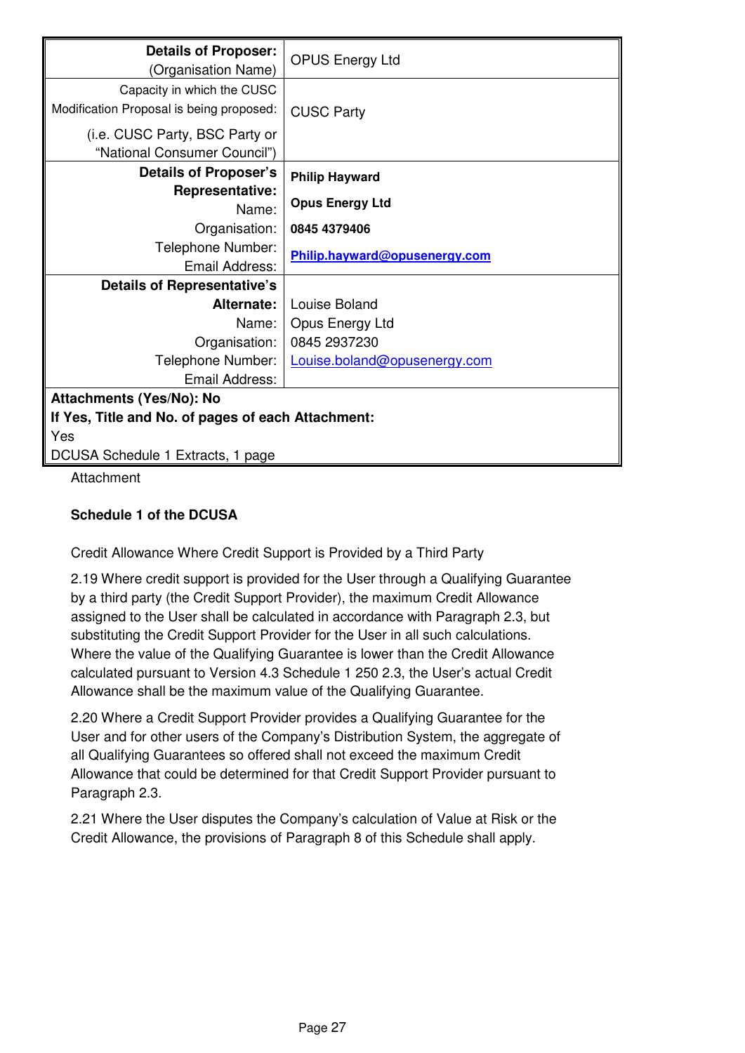| **Details of Proposer:** (Organisation Name) | OPUS Energy Ltd |
|---|---|
| Capacity in which the CUSC Modification Proposal is being proposed: (i.e. CUSC Party, BSC Party or "National Consumer Council") | CUSC Party |
| **Details of Proposer's Representative:** Name: Organisation: Telephone Number: Email Address: | **Philip Hayward** **Opus Energy Ltd** **0845 4379406** **Philip.hayward@opusenergy.com** |
| **Details of Representative's Alternate:** Name: Organisation: Telephone Number: Email Address: | Louise Boland Opus Energy Ltd 0845 2937230 Louise.boland@opusenergy.com |
| **Attachments (Yes/No): No** **If Yes, Title and No. of pages of each Attachment:** Yes DCUSA Schedule 1 Extracts, 1 page | |

Attachment

**Schedule 1 of the DCUSA**

Credit Allowance Where Credit Support is Provided by a Third Party

2.19 Where credit support is provided for the User through a Qualifying Guarantee by a third party (the Credit Support Provider), the maximum Credit Allowance assigned to the User shall be calculated in accordance with Paragraph 2.3, but substituting the Credit Support Provider for the User in all such calculations. Where the value of the Qualifying Guarantee is lower than the Credit Allowance calculated pursuant to Version 4.3 Schedule 1 250 2.3, the User's actual Credit Allowance shall be the maximum value of the Qualifying Guarantee.

2.20 Where a Credit Support Provider provides a Qualifying Guarantee for the User and for other users of the Company's Distribution System, the aggregate of all Qualifying Guarantees so offered shall not exceed the maximum Credit Allowance that could be determined for that Credit Support Provider pursuant to Paragraph 2.3.

2.21 Where the User disputes the Company's calculation of Value at Risk or the Credit Allowance, the provisions of Paragraph 8 of this Schedule shall apply.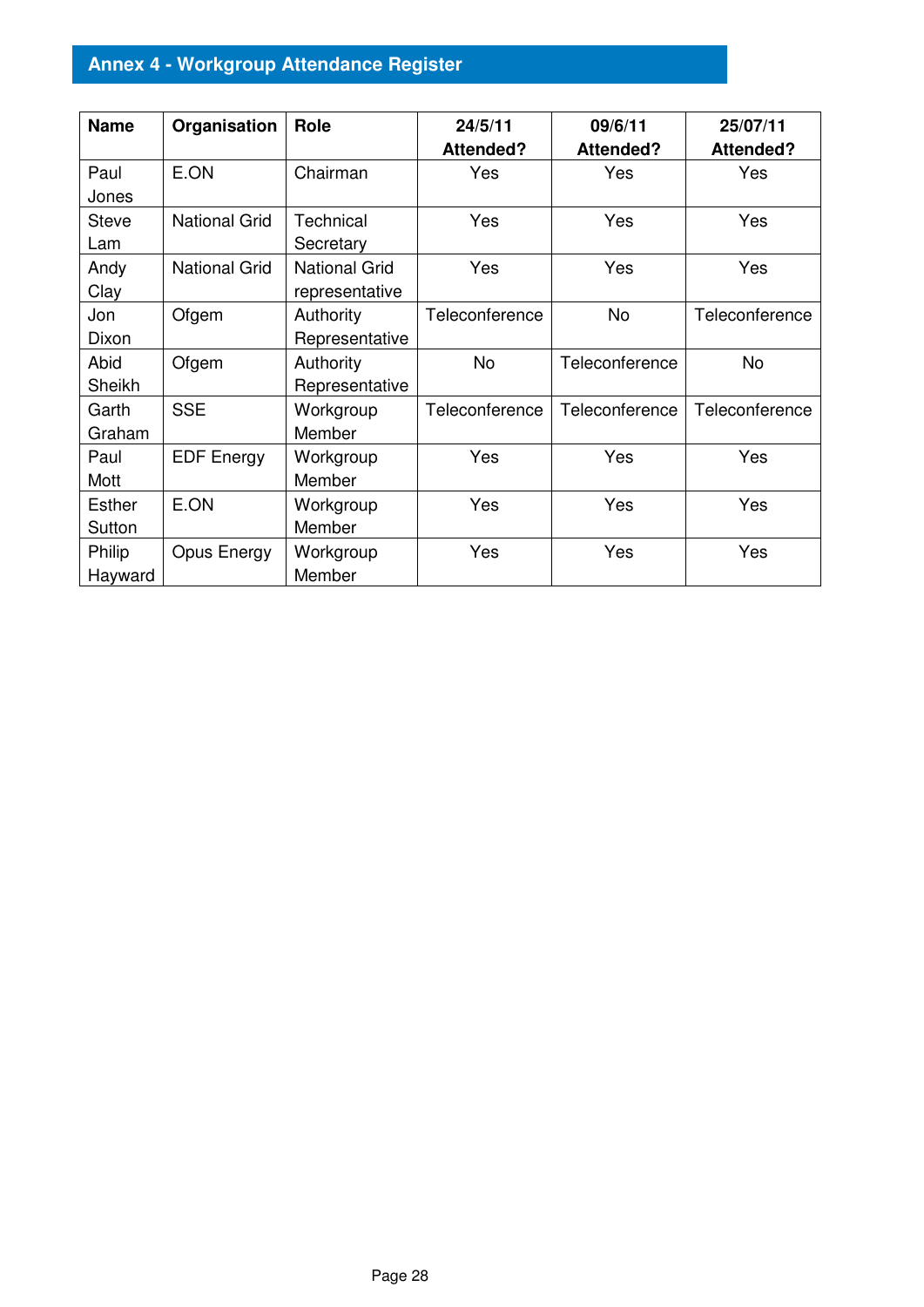## Annex 4 - Workgroup Attendance Register

| Name | Organisation | Role | 24/5/11 Attended? | 09/6/11 Attended? | 25/07/11 Attended? |
|---|---|---|---|---|---|
| Paul Jones | E.ON | Chairman | Yes | Yes | Yes |
| Steve Lam | National Grid | Technical Secretary | Yes | Yes | Yes |
| Andy Clay | National Grid | National Grid representative | Yes | Yes | Yes |
| Jon Dixon | Ofgem | Authority Representative | Teleconference | No | Teleconference |
| Abid Sheikh | Ofgem | Authority Representative | No | Teleconference | No |
| Garth Graham | SSE | Workgroup Member | Teleconference | Teleconference | Teleconference |
| Paul Mott | EDF Energy | Workgroup Member | Yes | Yes | Yes |
| Esther Sutton | E.ON | Workgroup Member | Yes | Yes | Yes |
| Philip Hayward | Opus Energy | Workgroup Member | Yes | Yes | Yes |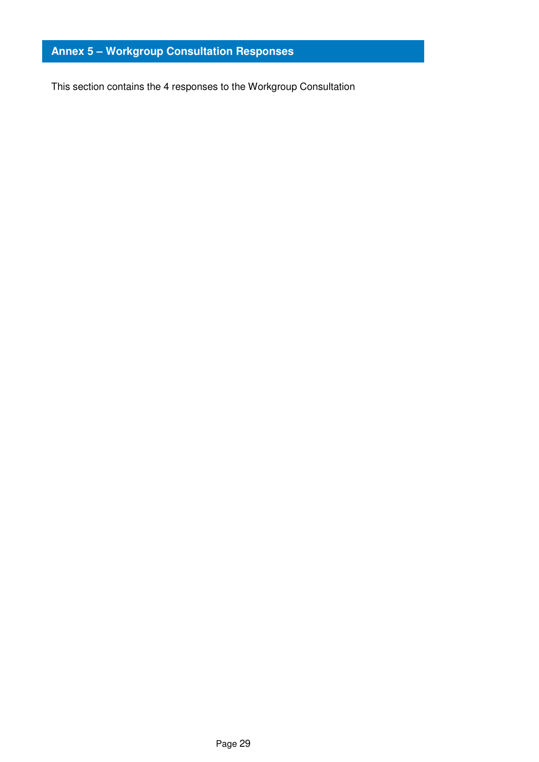## Annex 5 – Workgroup Consultation Responses

This section contains the 4 responses to the Workgroup Consultation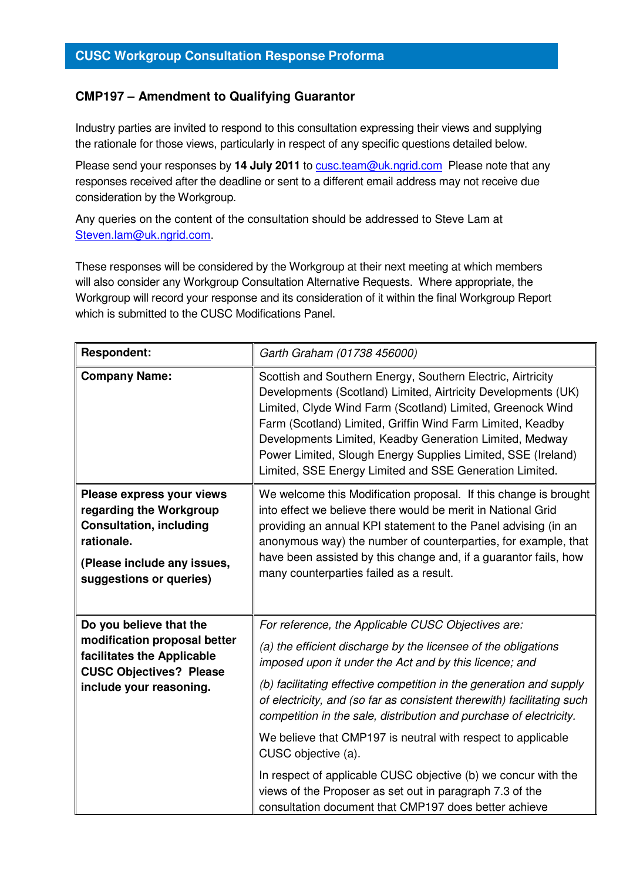## CUSC Workgroup Consultation Response Proforma

### CMP197 – Amendment to Qualifying Guarantor

Industry parties are invited to respond to this consultation expressing their views and supplying the rationale for those views, particularly in respect of any specific questions detailed below.

Please send your responses by **14 July 2011** to cusc.team@uk.ngrid.com Please note that any responses received after the deadline or sent to a different email address may not receive due consideration by the Workgroup.

Any queries on the content of the consultation should be addressed to Steve Lam at Steven.lam@uk.ngrid.com.

These responses will be considered by the Workgroup at their next meeting at which members will also consider any Workgroup Consultation Alternative Requests. Where appropriate, the Workgroup will record your response and its consideration of it within the final Workgroup Report which is submitted to the CUSC Modifications Panel.

| | |
|---|---|
| **Respondent:** | *Garth Graham (01738 456000)* |
| **Company Name:** | Scottish and Southern Energy, Southern Electric, Airtricity Developments (Scotland) Limited, Airtricity Developments (UK) Limited, Clyde Wind Farm (Scotland) Limited, Greenock Wind Farm (Scotland) Limited, Griffin Wind Farm Limited, Keadby Developments Limited, Keadby Generation Limited, Medway Power Limited, Slough Energy Supplies Limited, SSE (Ireland) Limited, SSE Energy Limited and SSE Generation Limited. |
| **Please express your views regarding the Workgroup Consultation, including rationale.**<br><br>**(Please include any issues, suggestions or queries)** | We welcome this Modification proposal. If this change is brought into effect we believe there would be merit in National Grid providing an annual KPI statement to the Panel advising (in an anonymous way) the number of counterparties, for example, that have been assisted by this change and, if a guarantor fails, how many counterparties failed as a result. |
| **Do you believe that the modification proposal better facilitates the Applicable CUSC Objectives? Please include your reasoning.** | *For reference, the Applicable CUSC Objectives are:*<br><br>*(a) the efficient discharge by the licensee of the obligations imposed upon it under the Act and by this licence; and*<br><br>*(b) facilitating effective competition in the generation and supply of electricity, and (so far as consistent therewith) facilitating such competition in the sale, distribution and purchase of electricity.*<br><br>We believe that CMP197 is neutral with respect to applicable CUSC objective (a).<br><br>In respect of applicable CUSC objective (b) we concur with the views of the Proposer as set out in paragraph 7.3 of the consultation document that CMP197 does better achieve |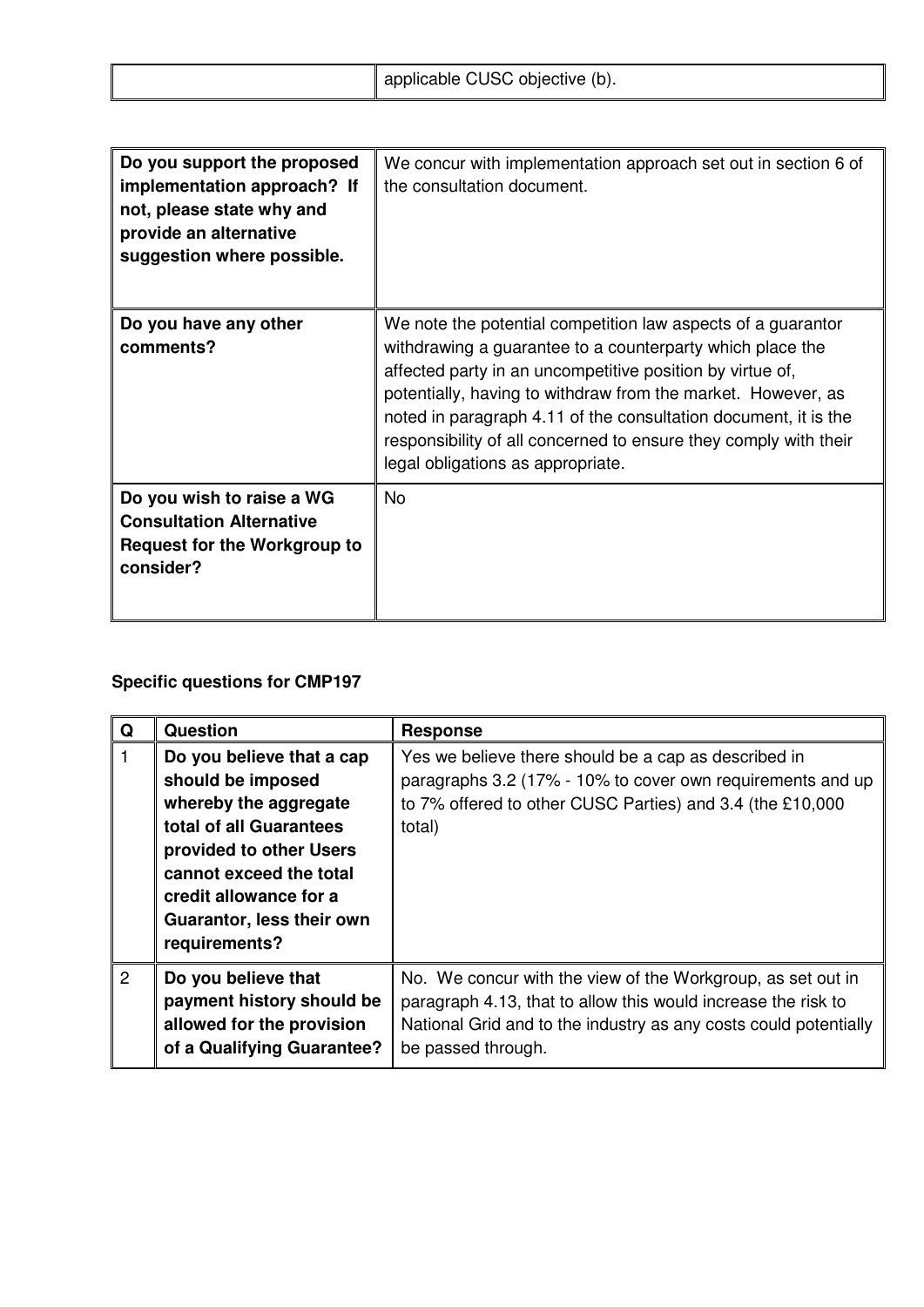| | applicable CUSC objective (b). |
|---|---|

| | |
|---|---|
| **Do you support the proposed implementation approach? If not, please state why and provide an alternative suggestion where possible.** | We concur with implementation approach set out in section 6 of the consultation document. |
| **Do you have any other comments?** | We note the potential competition law aspects of a guarantor withdrawing a guarantee to a counterparty which place the affected party in an uncompetitive position by virtue of, potentially, having to withdraw from the market. However, as noted in paragraph 4.11 of the consultation document, it is the responsibility of all concerned to ensure they comply with their legal obligations as appropriate. |
| **Do you wish to raise a WG Consultation Alternative Request for the Workgroup to consider?** | No |

**Specific questions for CMP197**

| Q | Question | Response |
|---|---|---|
| 1 | **Do you believe that a cap should be imposed whereby the aggregate total of all Guarantees provided to other Users cannot exceed the total credit allowance for a Guarantor, less their own requirements?** | Yes we believe there should be a cap as described in paragraphs 3.2 (17% - 10% to cover own requirements and up to 7% offered to other CUSC Parties) and 3.4 (the £10,000 total) |
| 2 | **Do you believe that payment history should be allowed for the provision of a Qualifying Guarantee?** | No. We concur with the view of the Workgroup, as set out in paragraph 4.13, that to allow this would increase the risk to National Grid and to the industry as any costs could potentially be passed through. |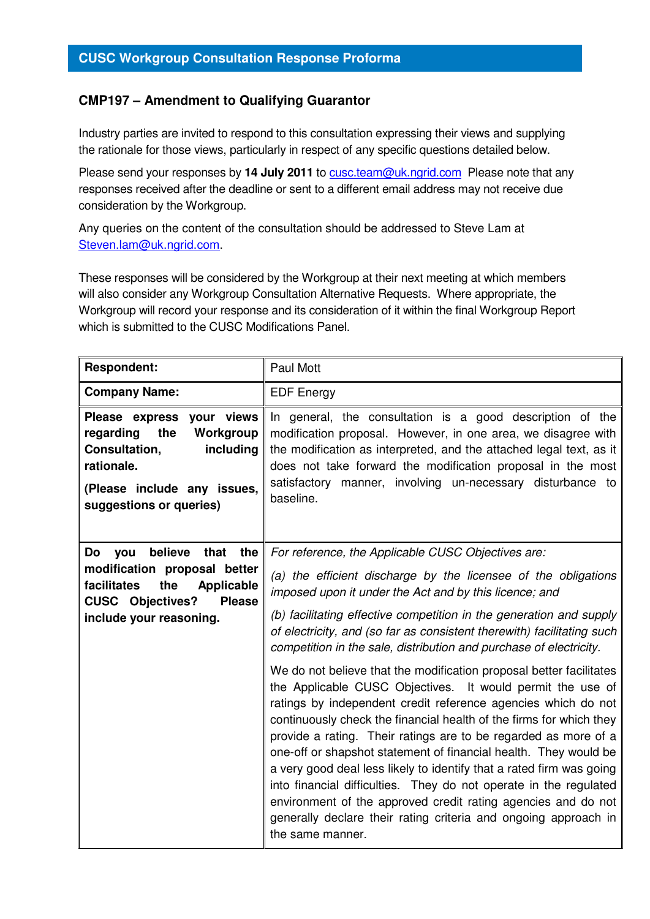## CUSC Workgroup Consultation Response Proforma

### CMP197 – Amendment to Qualifying Guarantor

Industry parties are invited to respond to this consultation expressing their views and supplying the rationale for those views, particularly in respect of any specific questions detailed below.

Please send your responses by **14 July 2011** to cusc.team@uk.ngrid.com Please note that any responses received after the deadline or sent to a different email address may not receive due consideration by the Workgroup.

Any queries on the content of the consultation should be addressed to Steve Lam at Steven.lam@uk.ngrid.com.

These responses will be considered by the Workgroup at their next meeting at which members will also consider any Workgroup Consultation Alternative Requests. Where appropriate, the Workgroup will record your response and its consideration of it within the final Workgroup Report which is submitted to the CUSC Modifications Panel.

| **Respondent:** | Paul Mott |
|---|---|
| **Company Name:** | EDF Energy |
| **Please express your views regarding the Workgroup Consultation, including rationale.** <br><br> **(Please include any issues, suggestions or queries)** | In general, the consultation is a good description of the modification proposal. However, in one area, we disagree with the modification as interpreted, and the attached legal text, as it does not take forward the modification proposal in the most satisfactory manner, involving un-necessary disturbance to baseline. |
| **Do you believe that the modification proposal better facilitates the Applicable CUSC Objectives? Please include your reasoning.** | *For reference, the Applicable CUSC Objectives are:* <br><br> *(a) the efficient discharge by the licensee of the obligations imposed upon it under the Act and by this licence; and* <br><br> *(b) facilitating effective competition in the generation and supply of electricity, and (so far as consistent therewith) facilitating such competition in the sale, distribution and purchase of electricity.* <br><br> We do not believe that the modification proposal better facilitates the Applicable CUSC Objectives. It would permit the use of ratings by independent credit reference agencies which do not continuously check the financial health of the firms for which they provide a rating. Their ratings are to be regarded as more of a one-off or shapshot statement of financial health. They would be a very good deal less likely to identify that a rated firm was going into financial difficulties. They do not operate in the regulated environment of the approved credit rating agencies and do not generally declare their rating criteria and ongoing approach in the same manner. |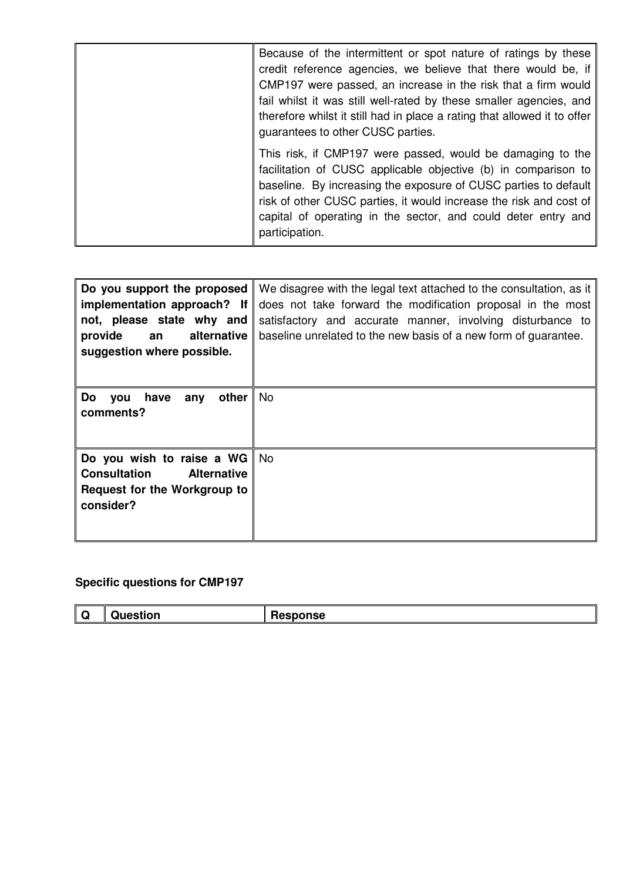| | |
|---|---|
| | Because of the intermittent or spot nature of ratings by these credit reference agencies, we believe that there would be, if CMP197 were passed, an increase in the risk that a firm would fail whilst it was still well-rated by these smaller agencies, and therefore whilst it still had in place a rating that allowed it to offer guarantees to other CUSC parties.<br><br>This risk, if CMP197 were passed, would be damaging to the facilitation of CUSC applicable objective (b) in comparison to baseline. By increasing the exposure of CUSC parties to default risk of other CUSC parties, it would increase the risk and cost of capital of operating in the sector, and could deter entry and participation. |

| | |
|---|---|
| **Do you support the proposed implementation approach? If not, please state why and provide an alternative suggestion where possible.** | We disagree with the legal text attached to the consultation, as it does not take forward the modification proposal in the most satisfactory and accurate manner, involving disturbance to baseline unrelated to the new basis of a new form of guarantee. |
| **Do you have any other comments?** | No |
| **Do you wish to raise a WG Consultation Alternative Request for the Workgroup to consider?** | No |

**Specific questions for CMP197**

| Q | Question | Response |
|---|---|---|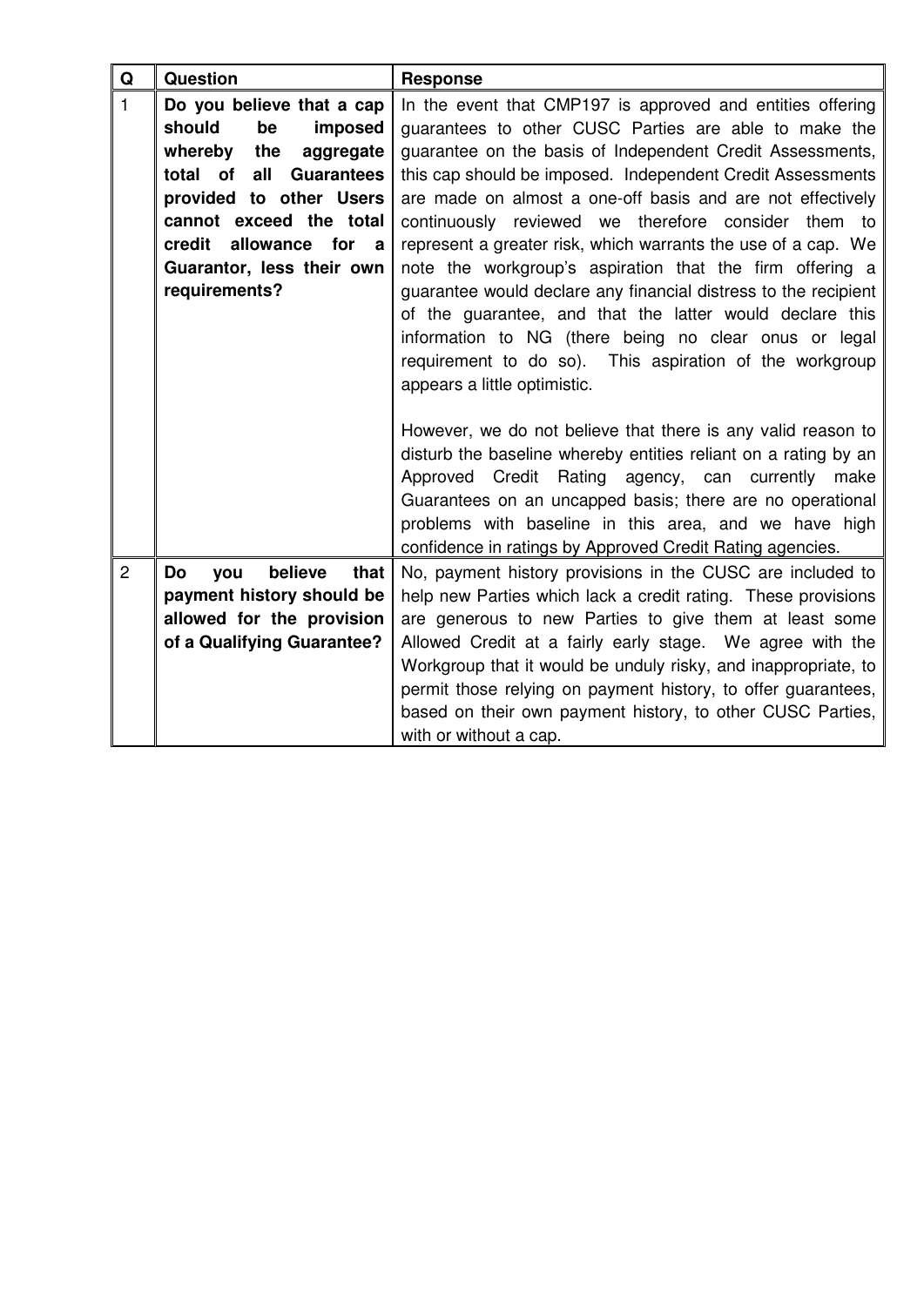| Q | Question | Response |
|---|---|---|
| 1 | **Do you believe that a cap should be imposed whereby the aggregate total of all Guarantees provided to other Users cannot exceed the total credit allowance for a Guarantor, less their own requirements?** | In the event that CMP197 is approved and entities offering guarantees to other CUSC Parties are able to make the guarantee on the basis of Independent Credit Assessments, this cap should be imposed. Independent Credit Assessments are made on almost a one-off basis and are not effectively continuously reviewed we therefore consider them to represent a greater risk, which warrants the use of a cap. We note the workgroup's aspiration that the firm offering a guarantee would declare any financial distress to the recipient of the guarantee, and that the latter would declare this information to NG (there being no clear onus or legal requirement to do so). This aspiration of the workgroup appears a little optimistic.<br><br>However, we do not believe that there is any valid reason to disturb the baseline whereby entities reliant on a rating by an Approved Credit Rating agency, can currently make Guarantees on an uncapped basis; there are no operational problems with baseline in this area, and we have high confidence in ratings by Approved Credit Rating agencies. |
| 2 | **Do you believe that payment history should be allowed for the provision of a Qualifying Guarantee?** | No, payment history provisions in the CUSC are included to help new Parties which lack a credit rating. These provisions are generous to new Parties to give them at least some Allowed Credit at a fairly early stage. We agree with the Workgroup that it would be unduly risky, and inappropriate, to permit those relying on payment history, to offer guarantees, based on their own payment history, to other CUSC Parties, with or without a cap. |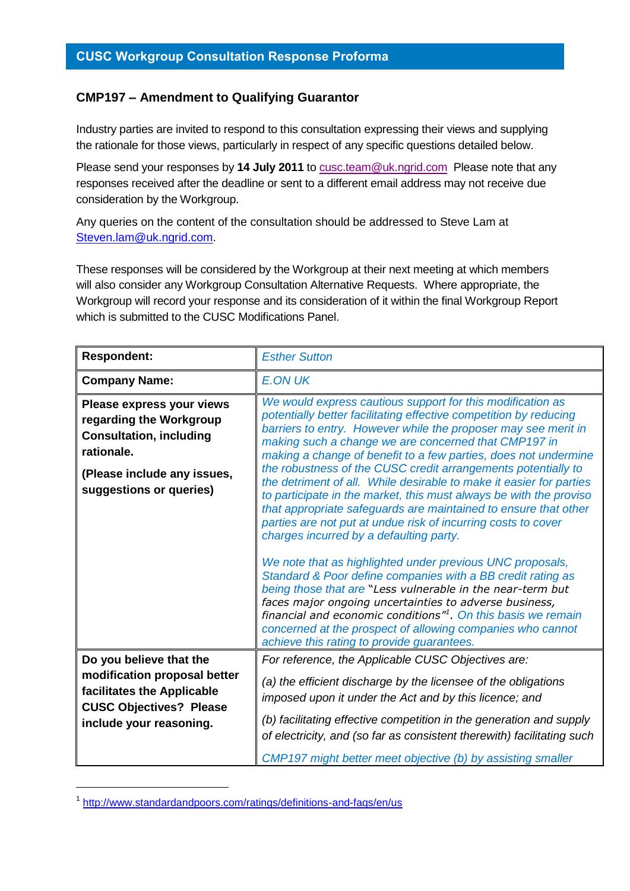## CUSC Workgroup Consultation Response Proforma

### CMP197 – Amendment to Qualifying Guarantor

Industry parties are invited to respond to this consultation expressing their views and supplying the rationale for those views, particularly in respect of any specific questions detailed below.

Please send your responses by **14 July 2011** to cusc.team@uk.ngrid.com Please note that any responses received after the deadline or sent to a different email address may not receive due consideration by the Workgroup.

Any queries on the content of the consultation should be addressed to Steve Lam at Steven.lam@uk.ngrid.com.

These responses will be considered by the Workgroup at their next meeting at which members will also consider any Workgroup Consultation Alternative Requests. Where appropriate, the Workgroup will record your response and its consideration of it within the final Workgroup Report which is submitted to the CUSC Modifications Panel.

| **Respondent:** | *Esther Sutton* |
|---|---|
| **Company Name:** | *E.ON UK* |
| **Please express your views regarding the Workgroup Consultation, including rationale.**<br><br>**(Please include any issues, suggestions or queries)** | *We would express cautious support for this modification as potentially better facilitating effective competition by reducing barriers to entry. However while the proposer may see merit in making such a change we are concerned that CMP197 in making a change of benefit to a few parties, does not undermine the robustness of the CUSC credit arrangements potentially to the detriment of all. While desirable to make it easier for parties to participate in the market, this must always be with the proviso that appropriate safeguards are maintained to ensure that other parties are not put at undue risk of incurring costs to cover charges incurred by a defaulting party.*<br><br>*We note that as highlighted under previous UNC proposals, Standard & Poor define companies with a BB credit rating as being those that are "Less vulnerable in the near-term but faces major ongoing uncertainties to adverse business, financial and economic conditions"[1]. On this basis we remain concerned at the prospect of allowing companies who cannot achieve this rating to provide guarantees.* |
| **Do you believe that the modification proposal better facilitates the Applicable CUSC Objectives? Please include your reasoning.** | *For reference, the Applicable CUSC Objectives are:*<br><br>*(a) the efficient discharge by the licensee of the obligations imposed upon it under the Act and by this licence; and*<br><br>*(b) facilitating effective competition in the generation and supply of electricity, and (so far as consistent therewith) facilitating such*<br><br>*CMP197 might better meet objective (b) by assisting smaller* |

[1] http://www.standardandpoors.com/ratings/definitions-and-faqs/en/us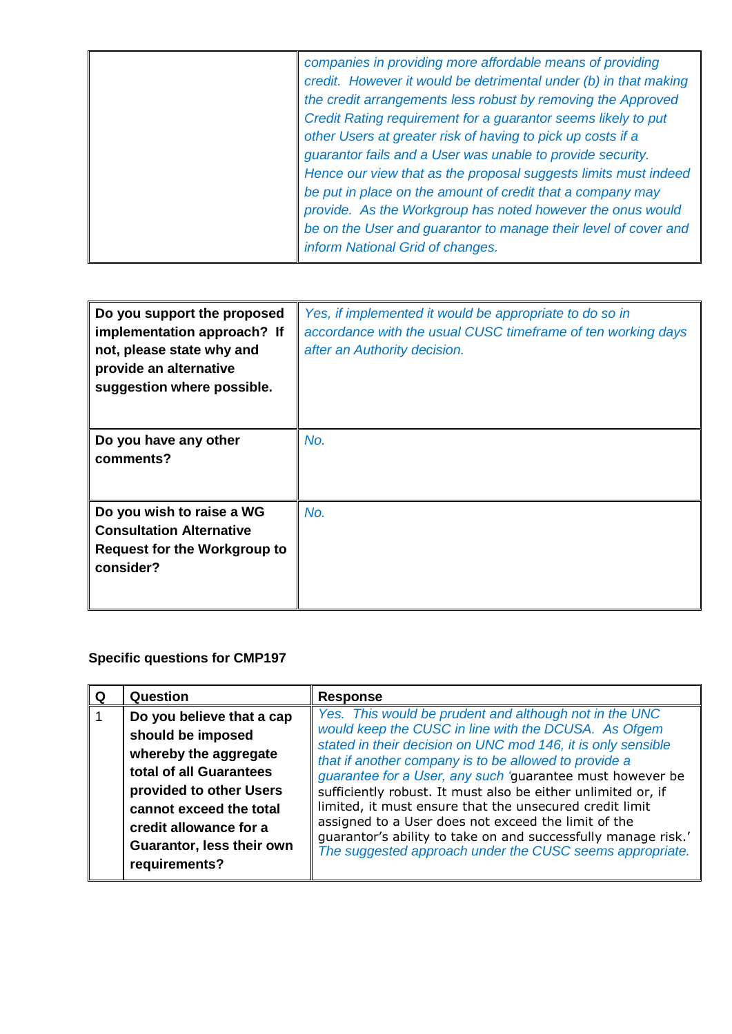| | |
|---|---|
| | *companies in providing more affordable means of providing credit. However it would be detrimental under (b) in that making the credit arrangements less robust by removing the Approved Credit Rating requirement for a guarantor seems likely to put other Users at greater risk of having to pick up costs if a guarantor fails and a User was unable to provide security. Hence our view that as the proposal suggests limits must indeed be put in place on the amount of credit that a company may provide. As the Workgroup has noted however the onus would be on the User and guarantor to manage their level of cover and inform National Grid of changes.* |

| | |
|---|---|
| **Do you support the proposed implementation approach? If not, please state why and provide an alternative suggestion where possible.** | *Yes, if implemented it would be appropriate to do so in accordance with the usual CUSC timeframe of ten working days after an Authority decision.* |
| **Do you have any other comments?** | *No.* |
| **Do you wish to raise a WG Consultation Alternative Request for the Workgroup to consider?** | *No.* |

**Specific questions for CMP197**

| Q | Question | Response |
|---|---|---|
| 1 | **Do you believe that a cap should be imposed whereby the aggregate total of all Guarantees provided to other Users cannot exceed the total credit allowance for a Guarantor, less their own requirements?** | *Yes. This would be prudent and although not in the UNC would keep the CUSC in line with the DCUSA. As Ofgem stated in their decision on UNC mod 146, it is only sensible that if another company is to be allowed to provide a guarantee for a User, any such* 'guarantee must however be sufficiently robust. It must also be either unlimited or, if limited, it must ensure that the unsecured credit limit assigned to a User does not exceed the limit of the guarantor's ability to take on and successfully manage risk.' *The suggested approach under the CUSC seems appropriate.* |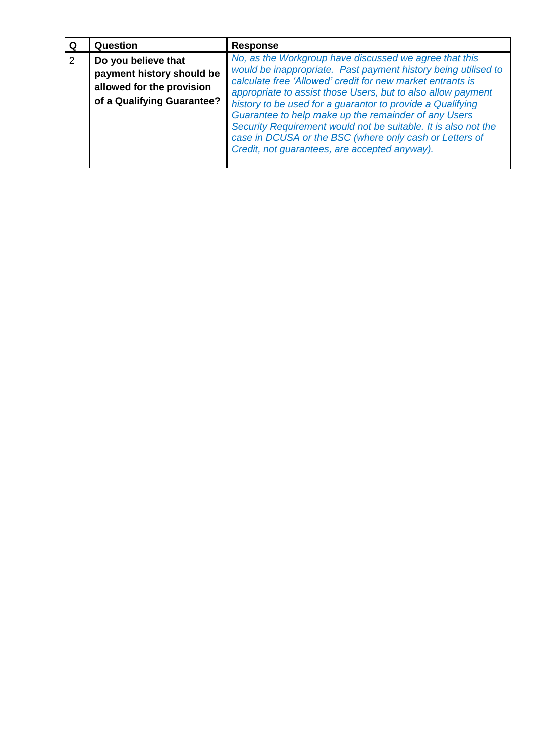| Q | Question | Response |
| --- | --- | --- |
| 2 | **Do you believe that payment history should be allowed for the provision of a Qualifying Guarantee?** | *No, as the Workgroup have discussed we agree that this would be inappropriate.  Past payment history being utilised to calculate free 'Allowed' credit for new market entrants is appropriate to assist those Users, but to also allow payment history to be used for a guarantor to provide a Qualifying Guarantee to help make up the remainder of any Users Security Requirement would not be suitable. It is also not the case in DCUSA or the BSC (where only cash or Letters of Credit, not guarantees, are accepted anyway).* |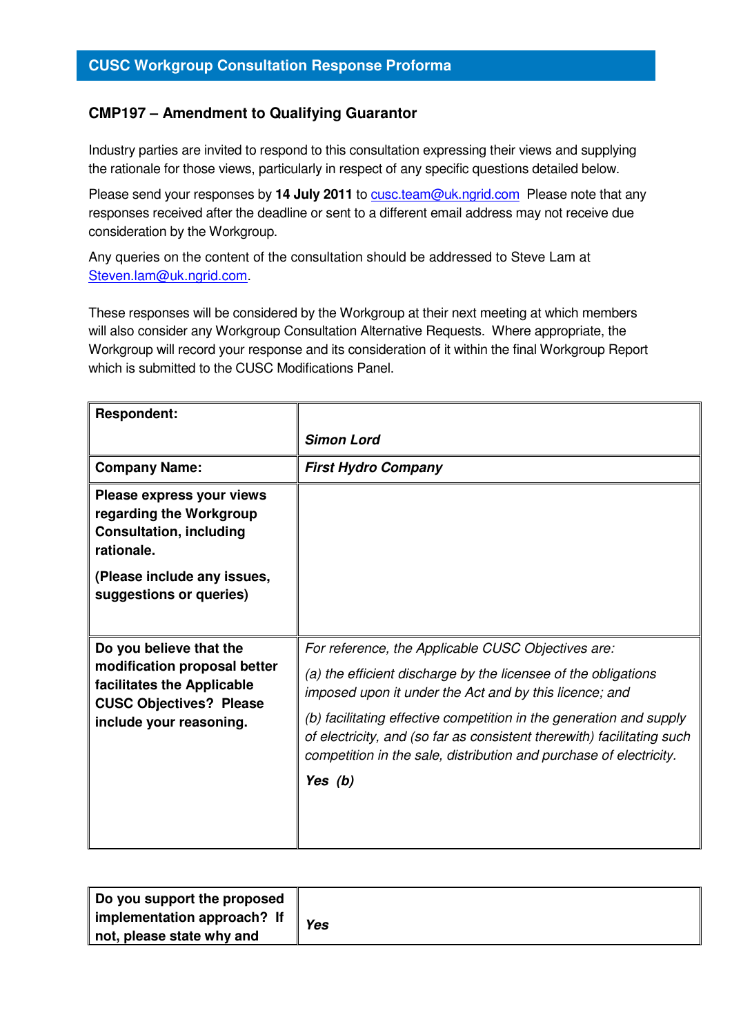## CUSC Workgroup Consultation Response Proforma

### CMP197 – Amendment to Qualifying Guarantor

Industry parties are invited to respond to this consultation expressing their views and supplying the rationale for those views, particularly in respect of any specific questions detailed below.

Please send your responses by **14 July 2011** to cusc.team@uk.ngrid.com Please note that any responses received after the deadline or sent to a different email address may not receive due consideration by the Workgroup.

Any queries on the content of the consultation should be addressed to Steve Lam at Steven.lam@uk.ngrid.com.

These responses will be considered by the Workgroup at their next meeting at which members will also consider any Workgroup Consultation Alternative Requests. Where appropriate, the Workgroup will record your response and its consideration of it within the final Workgroup Report which is submitted to the CUSC Modifications Panel.

| | |
|---|---|
| **Respondent:** | ***Simon Lord*** |
| **Company Name:** | ***First Hydro Company*** |
| **Please express your views regarding the Workgroup Consultation, including rationale.**<br><br>**(Please include any issues, suggestions or queries)** | |
| **Do you believe that the modification proposal better facilitates the Applicable CUSC Objectives? Please include your reasoning.** | *For reference, the Applicable CUSC Objectives are:*<br><br>*(a) the efficient discharge by the licensee of the obligations imposed upon it under the Act and by this licence; and*<br><br>*(b) facilitating effective competition in the generation and supply of electricity, and (so far as consistent therewith) facilitating such competition in the sale, distribution and purchase of electricity.*<br><br>***Yes (b)*** |

| | |
|---|---|
| **Do you support the proposed implementation approach? If not, please state why and** | ***Yes*** |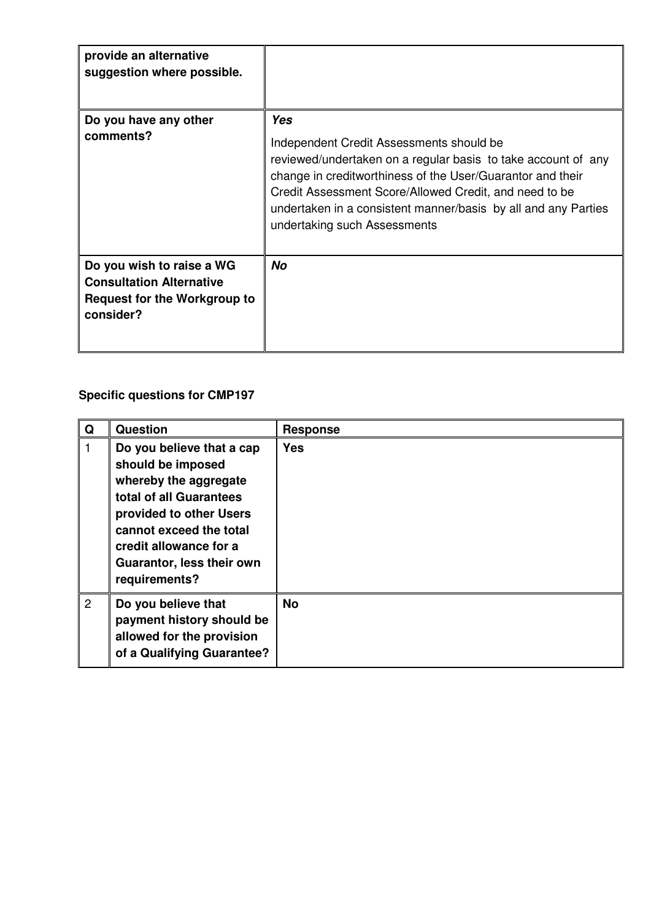| | |
|---|---|
| **provide an alternative suggestion where possible.** | |
| **Do you have any other comments?** | ***Yes***<br><br>Independent Credit Assessments should be reviewed/undertaken on a regular basis to take account of any change in creditworthiness of the User/Guarantor and their Credit Assessment Score/Allowed Credit, and need to be undertaken in a consistent manner/basis by all and any Parties undertaking such Assessments |
| **Do you wish to raise a WG Consultation Alternative Request for the Workgroup to consider?** | ***No*** |

**Specific questions for CMP197**

| Q | Question | Response |
|---|---|---|
| 1 | **Do you believe that a cap should be imposed whereby the aggregate total of all Guarantees provided to other Users cannot exceed the total credit allowance for a Guarantor, less their own requirements?** | **Yes** |
| 2 | **Do you believe that payment history should be allowed for the provision of a Qualifying Guarantee?** | **No** |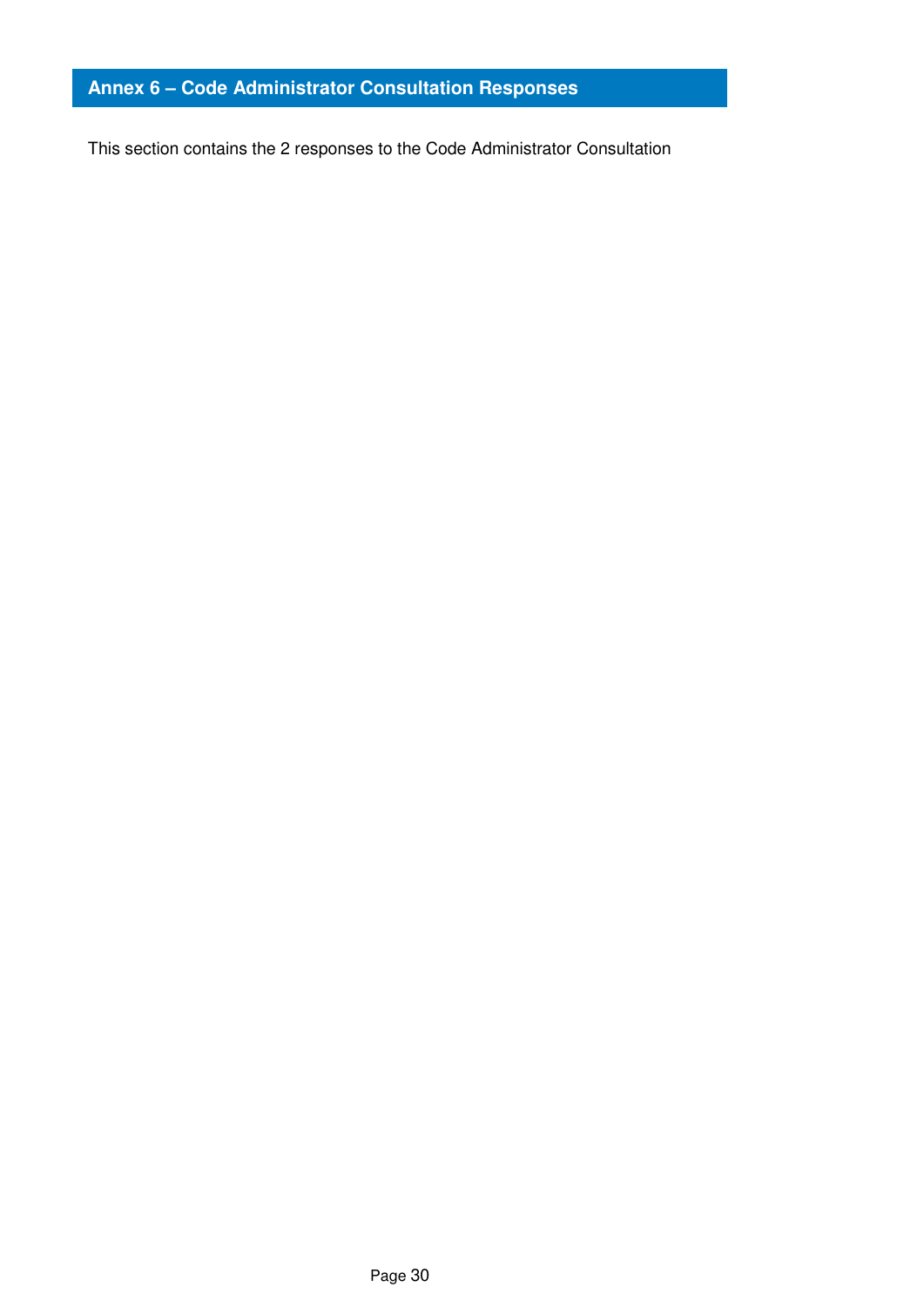## Annex 6 – Code Administrator Consultation Responses

This section contains the 2 responses to the Code Administrator Consultation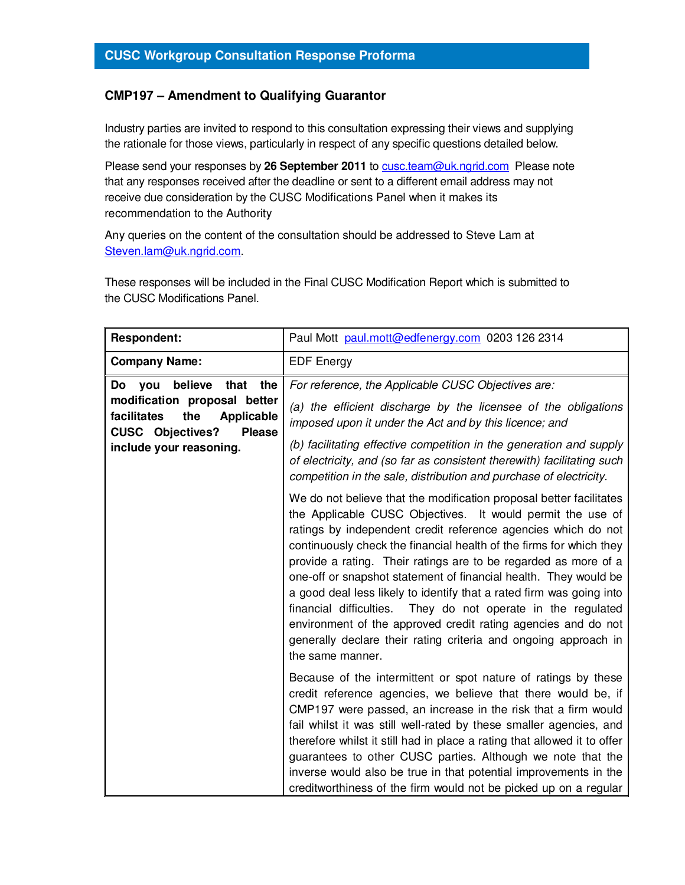## CUSC Workgroup Consultation Response Proforma

### CMP197 – Amendment to Qualifying Guarantor

Industry parties are invited to respond to this consultation expressing their views and supplying the rationale for those views, particularly in respect of any specific questions detailed below.

Please send your responses by **26 September 2011** to cusc.team@uk.ngrid.com Please note that any responses received after the deadline or sent to a different email address may not receive due consideration by the CUSC Modifications Panel when it makes its recommendation to the Authority

Any queries on the content of the consultation should be addressed to Steve Lam at Steven.lam@uk.ngrid.com.

These responses will be included in the Final CUSC Modification Report which is submitted to the CUSC Modifications Panel.

| **Respondent:** | Paul Mott paul.mott@edfenergy.com 0203 126 2314 |
|---|---|
| **Company Name:** | EDF Energy |
| **Do you believe that the modification proposal better facilitates the Applicable CUSC Objectives? Please include your reasoning.** | *For reference, the Applicable CUSC Objectives are:*<br><br>*(a) the efficient discharge by the licensee of the obligations imposed upon it under the Act and by this licence; and*<br><br>*(b) facilitating effective competition in the generation and supply of electricity, and (so far as consistent therewith) facilitating such competition in the sale, distribution and purchase of electricity.*<br><br>We do not believe that the modification proposal better facilitates the Applicable CUSC Objectives. It would permit the use of ratings by independent credit reference agencies which do not continuously check the financial health of the firms for which they provide a rating. Their ratings are to be regarded as more of a one-off or snapshot statement of financial health. They would be a good deal less likely to identify that a rated firm was going into financial difficulties. They do not operate in the regulated environment of the approved credit rating agencies and do not generally declare their rating criteria and ongoing approach in the same manner.<br><br>Because of the intermittent or spot nature of ratings by these credit reference agencies, we believe that there would be, if CMP197 were passed, an increase in the risk that a firm would fail whilst it was still well-rated by these smaller agencies, and therefore whilst it still had in place a rating that allowed it to offer guarantees to other CUSC parties. Although we note that the inverse would also be true in that potential improvements in the creditworthiness of the firm would not be picked up on a regular |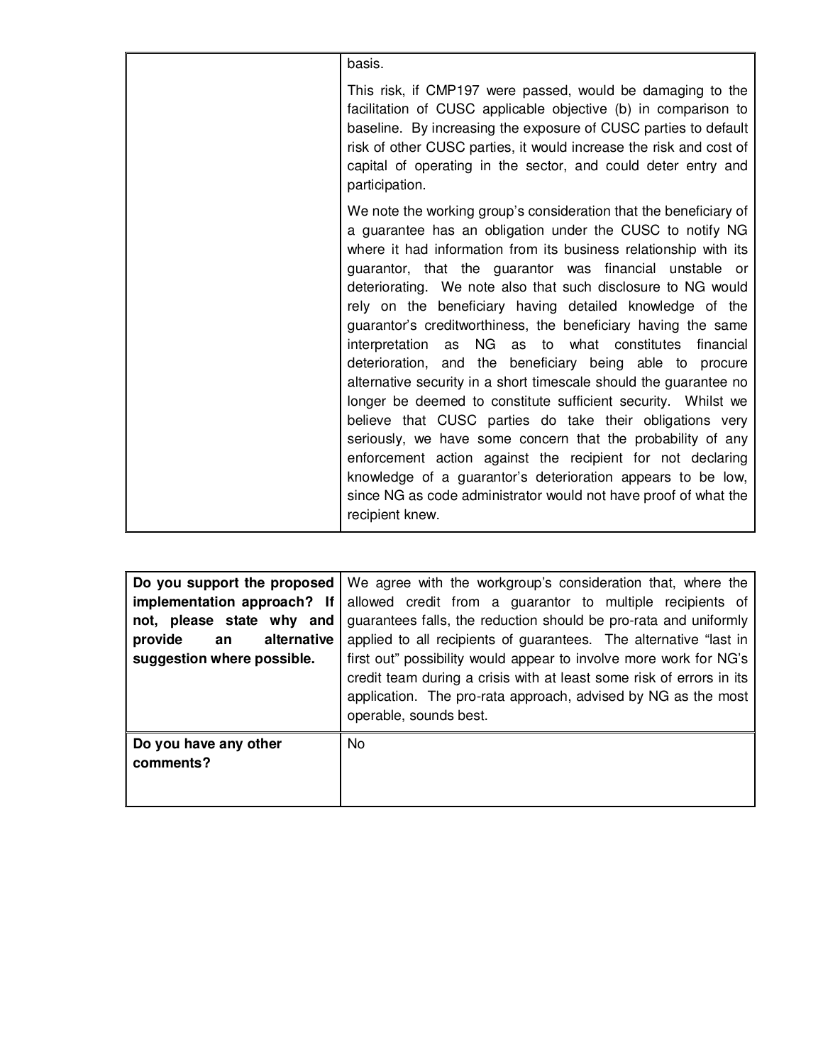| | |
|---|---|
| | basis.<br><br>This risk, if CMP197 were passed, would be damaging to the facilitation of CUSC applicable objective (b) in comparison to baseline. By increasing the exposure of CUSC parties to default risk of other CUSC parties, it would increase the risk and cost of capital of operating in the sector, and could deter entry and participation.<br><br>We note the working group's consideration that the beneficiary of a guarantee has an obligation under the CUSC to notify NG where it had information from its business relationship with its guarantor, that the guarantor was financial unstable or deteriorating. We note also that such disclosure to NG would rely on the beneficiary having detailed knowledge of the guarantor's creditworthiness, the beneficiary having the same interpretation as NG as to what constitutes financial deterioration, and the beneficiary being able to procure alternative security in a short timescale should the guarantee no longer be deemed to constitute sufficient security. Whilst we believe that CUSC parties do take their obligations very seriously, we have some concern that the probability of any enforcement action against the recipient for not declaring knowledge of a guarantor's deterioration appears to be low, since NG as code administrator would not have proof of what the recipient knew. |

| | |
|---|---|
| **Do you support the proposed implementation approach? If not, please state why and provide an alternative suggestion where possible.** | We agree with the workgroup's consideration that, where the allowed credit from a guarantor to multiple recipients of guarantees falls, the reduction should be pro-rata and uniformly applied to all recipients of guarantees. The alternative "last in first out" possibility would appear to involve more work for NG's credit team during a crisis with at least some risk of errors in its application. The pro-rata approach, advised by NG as the most operable, sounds best. |
| **Do you have any other comments?** | No |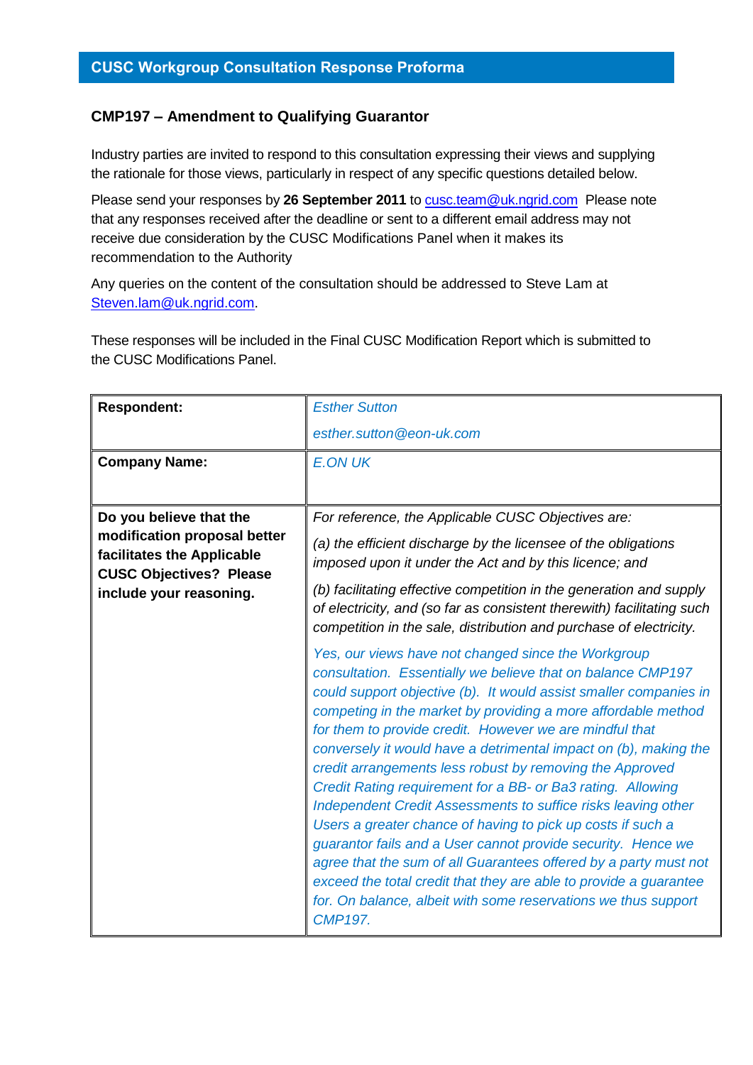## CUSC Workgroup Consultation Response Proforma

### CMP197 – Amendment to Qualifying Guarantor

Industry parties are invited to respond to this consultation expressing their views and supplying the rationale for those views, particularly in respect of any specific questions detailed below.

Please send your responses by **26 September 2011** to cusc.team@uk.ngrid.com Please note that any responses received after the deadline or sent to a different email address may not receive due consideration by the CUSC Modifications Panel when it makes its recommendation to the Authority

Any queries on the content of the consultation should be addressed to Steve Lam at Steven.lam@uk.ngrid.com.

These responses will be included in the Final CUSC Modification Report which is submitted to the CUSC Modifications Panel.

| | |
|---|---|
| **Respondent:** | *Esther Sutton*<br>*esther.sutton@eon-uk.com* |
| **Company Name:** | *E.ON UK* |
| **Do you believe that the modification proposal better facilitates the Applicable CUSC Objectives? Please include your reasoning.** | *For reference, the Applicable CUSC Objectives are:*<br>*(a) the efficient discharge by the licensee of the obligations imposed upon it under the Act and by this licence; and*<br>*(b) facilitating effective competition in the generation and supply of electricity, and (so far as consistent therewith) facilitating such competition in the sale, distribution and purchase of electricity.*<br>*Yes, our views have not changed since the Workgroup consultation. Essentially we believe that on balance CMP197 could support objective (b). It would assist smaller companies in competing in the market by providing a more affordable method for them to provide credit. However we are mindful that conversely it would have a detrimental impact on (b), making the credit arrangements less robust by removing the Approved Credit Rating requirement for a BB- or Ba3 rating. Allowing Independent Credit Assessments to suffice risks leaving other Users a greater chance of having to pick up costs if such a guarantor fails and a User cannot provide security. Hence we agree that the sum of all Guarantees offered by a party must not exceed the total credit that they are able to provide a guarantee for. On balance, albeit with some reservations we thus support CMP197.* |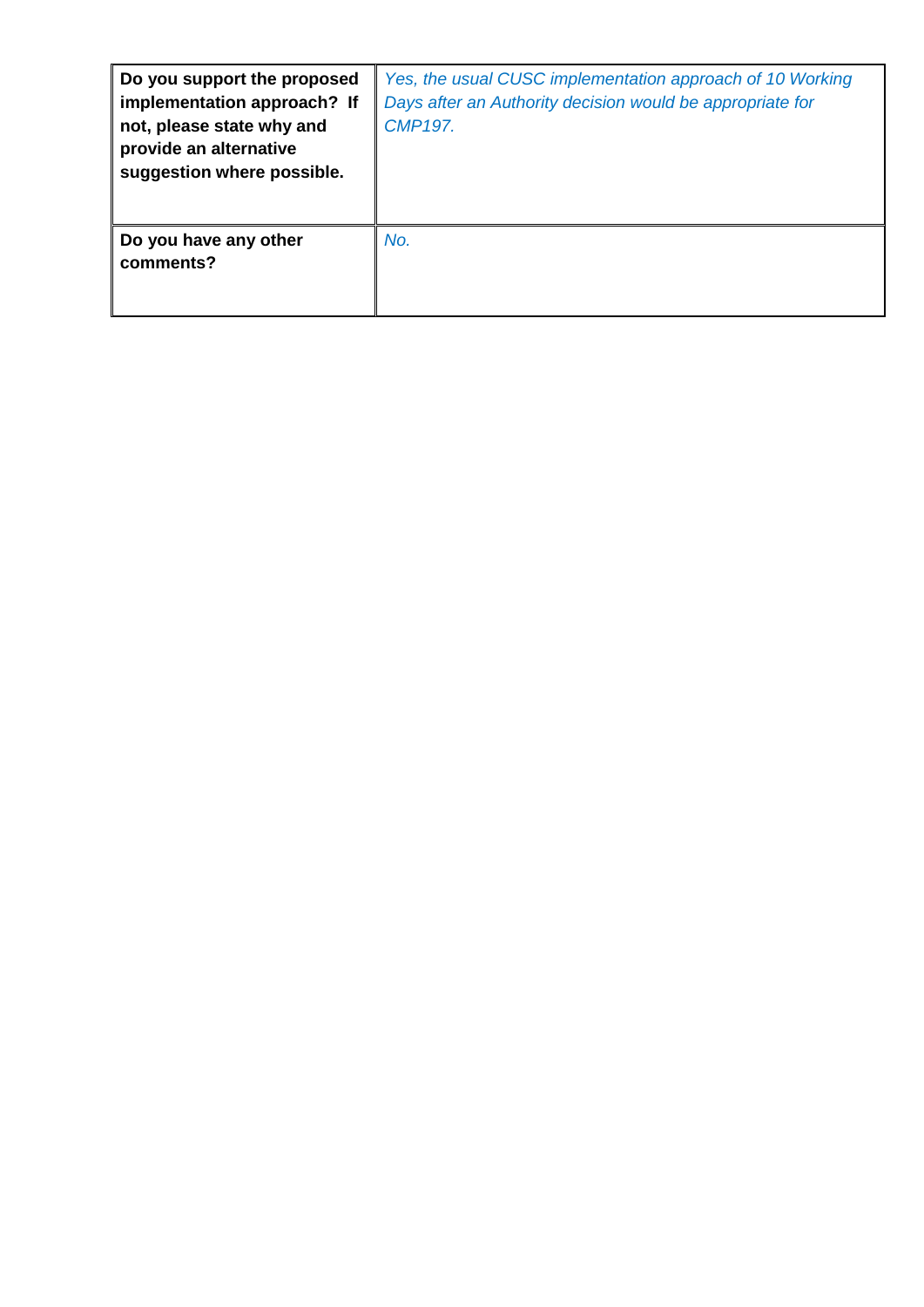| | |
|---|---|
| **Do you support the proposed implementation approach? If not, please state why and provide an alternative suggestion where possible.** | *Yes, the usual CUSC implementation approach of 10 Working Days after an Authority decision would be appropriate for CMP197.* |
| **Do you have any other comments?** | *No.* |